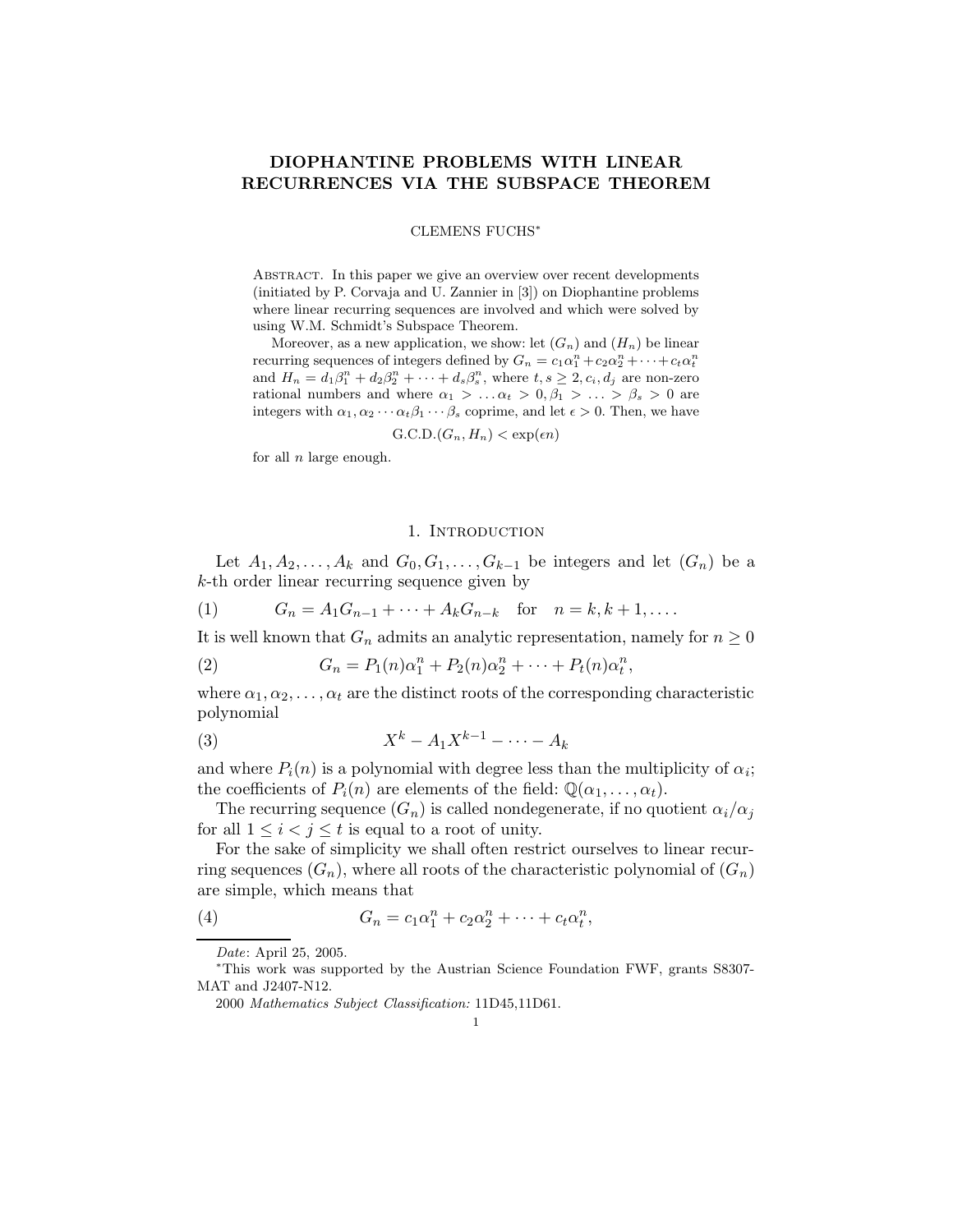# DIOPHANTINE PROBLEMS WITH LINEAR RECURRENCES VIA THE SUBSPACE THEOREM

CLEMENS FUCHS*

ABSTRACT. In this paper we give an overview over recent developments (initiated by P. Corvaja and U. Zannier in [3]) on Diophantine problems where linear recurring sequences are involved and which were solved by using W.M. Schmidt's Subspace Theorem.

Moreover, as a new application, we show: let $(G_n)$ and $(H_n)$ be linear recurring sequences of integers defined by $G_n = c_1\alpha_1^n + c_2\alpha_2^n + \cdots + c_t\alpha_t^n$ and $H_n = d_1\beta_1^n + d_2\beta_2^n + \cdots + d_s\beta_s^n$, where $t, s \geq 2, c_i, d_j$ are non-zero rational numbers and where $\alpha_1 > \ldots \alpha_t > 0, \beta_1 > \ldots > \beta_s > 0$ are integers with $\alpha_1, \alpha_2 \cdots \alpha_t \beta_1 \cdots \beta_s$ coprime, and let $\epsilon > 0$. Then, we have

$$\text{G.C.D.}(G_n, H_n) < \exp(\epsilon n)$$

for all $n$ large enough.

## 1. INTRODUCTION

Let $A_1, A_2, \ldots, A_k$ and $G_0, G_1, \ldots, G_{k-1}$ be integers and let $(G_n)$ be a $k$-th order linear recurring sequence given by

$$G_n = A_1 G_{n-1} + \cdots + A_k G_{n-k} \quad \text{for} \quad n = k, k+1, \ldots. \tag{1}$$

It is well known that $G_n$ admits an analytic representation, namely for $n \geq 0$

$$G_n = P_1(n)\alpha_1^n + P_2(n)\alpha_2^n + \cdots + P_t(n)\alpha_t^n, \tag{2}$$

where $\alpha_1, \alpha_2, \ldots, \alpha_t$ are the distinct roots of the corresponding characteristic polynomial

$$X^k - A_1 X^{k-1} - \cdots - A_k \tag{3}$$

and where $P_i(n)$ is a polynomial with degree less than the multiplicity of $\alpha_i$; the coefficients of $P_i(n)$ are elements of the field: $\mathbb{Q}(\alpha_1, \ldots, \alpha_t)$.

The recurring sequence $(G_n)$ is called nondegenerate, if no quotient $\alpha_i/\alpha_j$ for all $1 \leq i < j \leq t$ is equal to a root of unity.

For the sake of simplicity we shall often restrict ourselves to linear recurring sequences $(G_n)$, where all roots of the characteristic polynomial of $(G_n)$ are simple, which means that

$$G_n = c_1\alpha_1^n + c_2\alpha_2^n + \cdots + c_t\alpha_t^n, \tag{4}$$

---

*Date*: April 25, 2005.

*This work was supported by the Austrian Science Foundation FWF, grants S8307-MAT and J2407-N12.

2000 *Mathematics Subject Classification:* 11D45,11D61.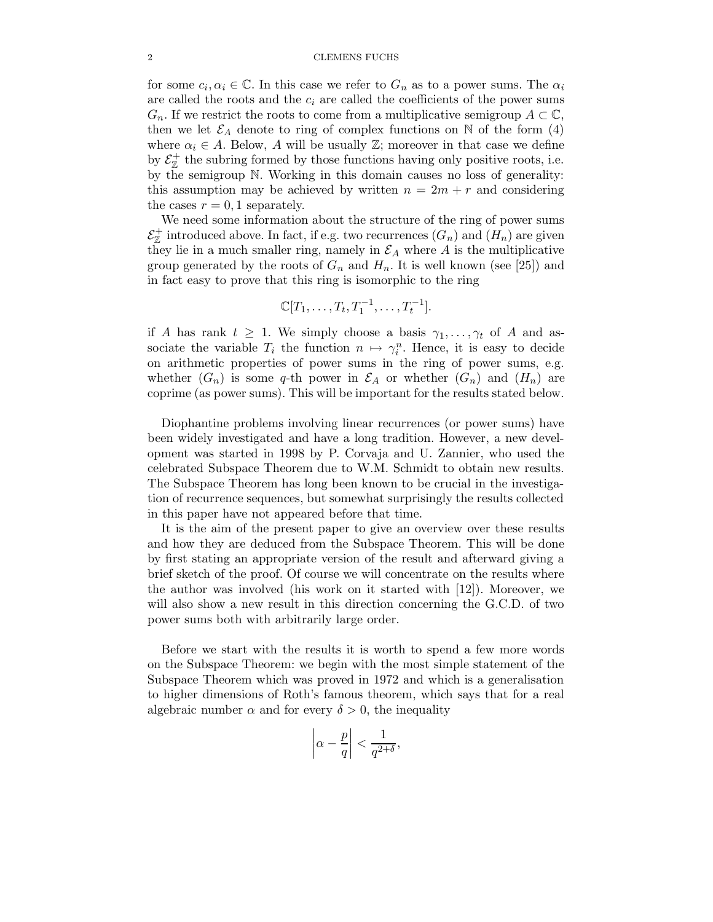for some $c_i, \alpha_i \in \mathbb{C}$. In this case we refer to $G_n$ as to a power sums. The $\alpha_i$ are called the roots and the $c_i$ are called the coefficients of the power sums $G_n$. If we restrict the roots to come from a multiplicative semigroup $A \subset \mathbb{C}$, then we let $\mathcal{E}_A$ denote to ring of complex functions on $\mathbb{N}$ of the form (4) where $\alpha_i \in A$. Below, $A$ will be usually $\mathbb{Z}$; moreover in that case we define by $\mathcal{E}_{\mathbb{Z}}^+$ the subring formed by those functions having only positive roots, i.e. by the semigroup $\mathbb{N}$. Working in this domain causes no loss of generality: this assumption may be achieved by written $n = 2m + r$ and considering the cases $r = 0, 1$ separately.

We need some information about the structure of the ring of power sums $\mathcal{E}_{\mathbb{Z}}^+$ introduced above. In fact, if e.g. two recurrences $(G_n)$ and $(H_n)$ are given they lie in a much smaller ring, namely in $\mathcal{E}_A$ where $A$ is the multiplicative group generated by the roots of $G_n$ and $H_n$. It is well known (see [25]) and in fact easy to prove that this ring is isomorphic to the ring

$$\mathbb{C}[T_1, \ldots, T_t, T_1^{-1}, \ldots, T_t^{-1}].$$

if $A$ has rank $t \geq 1$. We simply choose a basis $\gamma_1, \ldots, \gamma_t$ of $A$ and associate the variable $T_i$ the function $n \mapsto \gamma_i^n$. Hence, it is easy to decide on arithmetic properties of power sums in the ring of power sums, e.g. whether $(G_n)$ is some $q$-th power in $\mathcal{E}_A$ or whether $(G_n)$ and $(H_n)$ are coprime (as power sums). This will be important for the results stated below.

Diophantine problems involving linear recurrences (or power sums) have been widely investigated and have a long tradition. However, a new development was started in 1998 by P. Corvaja and U. Zannier, who used the celebrated Subspace Theorem due to W.M. Schmidt to obtain new results. The Subspace Theorem has long been known to be crucial in the investigation of recurrence sequences, but somewhat surprisingly the results collected in this paper have not appeared before that time.

It is the aim of the present paper to give an overview over these results and how they are deduced from the Subspace Theorem. This will be done by first stating an appropriate version of the result and afterward giving a brief sketch of the proof. Of course we will concentrate on the results where the author was involved (his work on it started with [12]). Moreover, we will also show a new result in this direction concerning the G.C.D. of two power sums both with arbitrarily large order.

Before we start with the results it is worth to spend a few more words on the Subspace Theorem: we begin with the most simple statement of the Subspace Theorem which was proved in 1972 and which is a generalisation to higher dimensions of Roth's famous theorem, which says that for a real algebraic number $\alpha$ and for every $\delta > 0$, the inequality

$$\left| \alpha - \frac{p}{q} \right| < \frac{1}{q^{2+\delta}},$$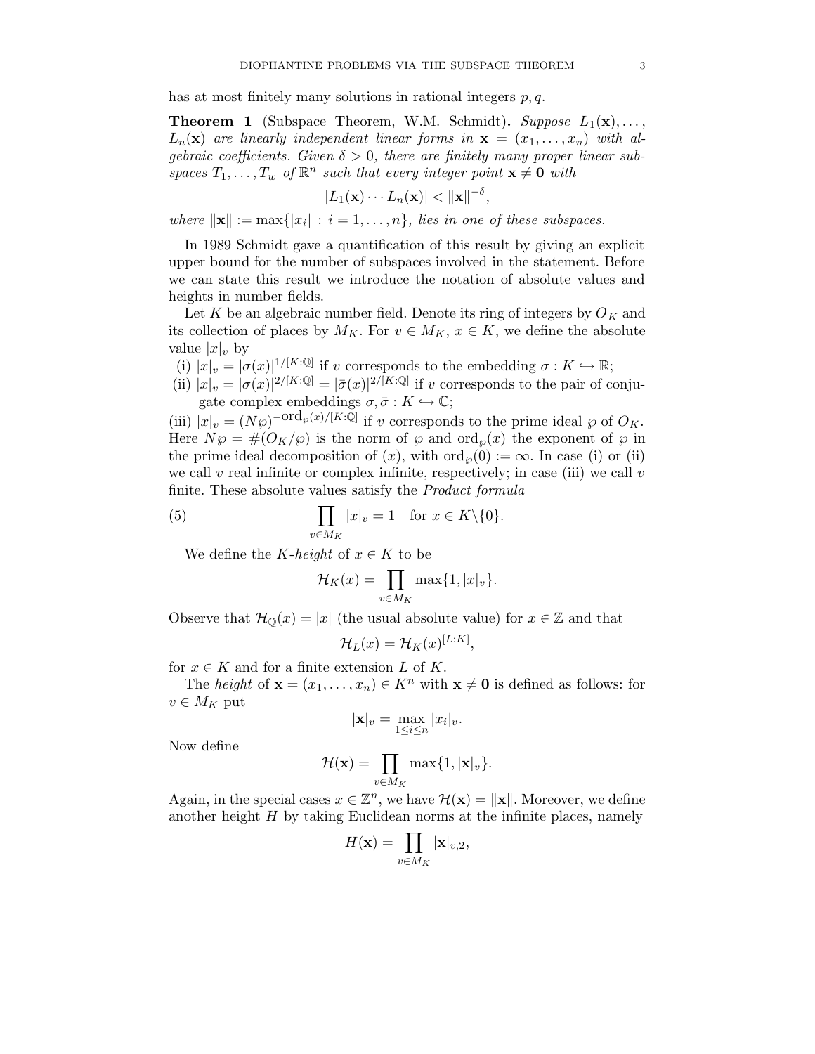has at most finitely many solutions in rational integers $p, q$.

**Theorem 1** (Subspace Theorem, W.M. Schmidt)**.** *Suppose $L_1(\mathbf{x}), \ldots, L_n(\mathbf{x})$ are linearly independent linear forms in $\mathbf{x} = (x_1, \ldots, x_n)$ with algebraic coefficients. Given $\delta > 0$, there are finitely many proper linear subspaces $T_1, \ldots, T_w$ of $\mathbb{R}^n$ such that every integer point $\mathbf{x} \neq \mathbf{0}$ with*

$$|L_1(\mathbf{x}) \cdots L_n(\mathbf{x})| < \|\mathbf{x}\|^{-\delta},$$

*where $\|\mathbf{x}\| := \max\{|x_i| : i = 1, \ldots, n\}$, lies in one of these subspaces.*

In 1989 Schmidt gave a quantification of this result by giving an explicit upper bound for the number of subspaces involved in the statement. Before we can state this result we introduce the notation of absolute values and heights in number fields.

Let $K$ be an algebraic number field. Denote its ring of integers by $O_K$ and its collection of places by $M_K$. For $v \in M_K$, $x \in K$, we define the absolute value $|x|_v$ by

(i) $|x|_v = |\sigma(x)|^{1/[K:\mathbb{Q}]}$ if $v$ corresponds to the embedding $\sigma : K \hookrightarrow \mathbb{R}$;

(ii) $|x|_v = |\sigma(x)|^{2/[K:\mathbb{Q}]} = |\bar{\sigma}(x)|^{2/[K:\mathbb{Q}]}$ if $v$ corresponds to the pair of conjugate complex embeddings $\sigma, \bar{\sigma} : K \hookrightarrow \mathbb{C}$;

(iii) $|x|_v = (N\wp)^{-\mathrm{ord}_\wp(x)/[K:\mathbb{Q}]}$ if $v$ corresponds to the prime ideal $\wp$ of $O_K$.

Here $N\wp = \#(O_K/\wp)$ is the norm of $\wp$ and $\mathrm{ord}_\wp(x)$ the exponent of $\wp$ in the prime ideal decomposition of $(x)$, with $\mathrm{ord}_\wp(0) := \infty$. In case (i) or (ii) we call $v$ real infinite or complex infinite, respectively; in case (iii) we call $v$ finite. These absolute values satisfy the *Product formula*

$$\prod_{v \in M_K} |x|_v = 1 \quad \text{for } x \in K \backslash \{0\}. \tag{5}$$

We define the *$K$-height* of $x \in K$ to be

$$\mathcal{H}_K(x) = \prod_{v \in M_K} \max\{1, |x|_v\}.$$

Observe that $\mathcal{H}_{\mathbb{Q}}(x) = |x|$ (the usual absolute value) for $x \in \mathbb{Z}$ and that

$$\mathcal{H}_L(x) = \mathcal{H}_K(x)^{[L:K]},$$

for $x \in K$ and for a finite extension $L$ of $K$.

The *height* of $\mathbf{x} = (x_1, \ldots, x_n) \in K^n$ with $\mathbf{x} \neq \mathbf{0}$ is defined as follows: for $v \in M_K$ put

$$|\mathbf{x}|_v = \max_{1 \leq i \leq n} |x_i|_v.$$

Now define

$$\mathcal{H}(\mathbf{x}) = \prod_{v \in M_K} \max\{1, |\mathbf{x}|_v\}.$$

Again, in the special cases $x \in \mathbb{Z}^n$, we have $\mathcal{H}(\mathbf{x}) = \|\mathbf{x}\|$. Moreover, we define another height $H$ by taking Euclidean norms at the infinite places, namely

$$H(\mathbf{x}) = \prod_{v \in M_K} |\mathbf{x}|_{v,2},$$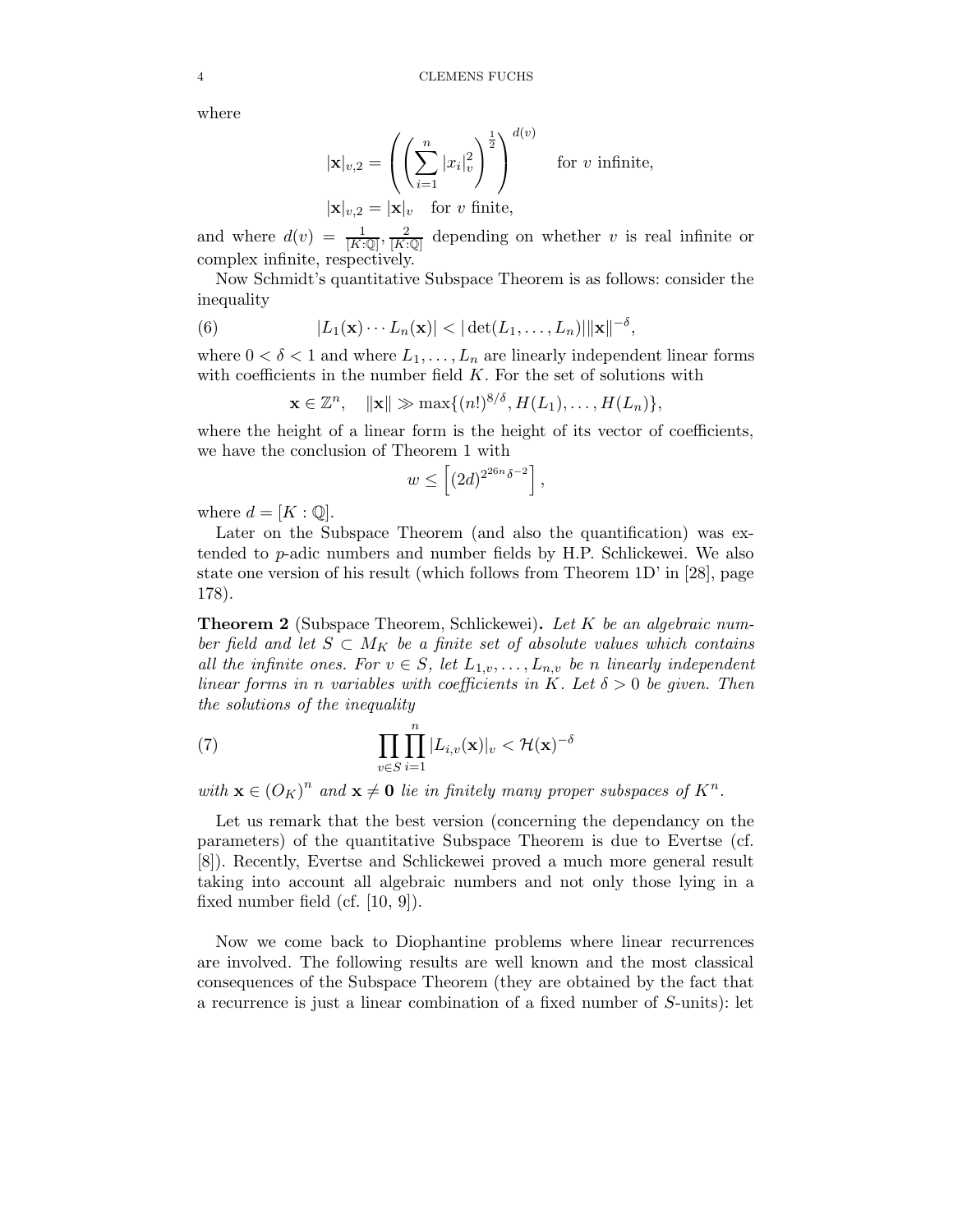where

$$|\mathbf{x}|_{v,2} = \left( \left( \sum_{i=1}^{n} |x_i|_v^2 \right)^{\frac{1}{2}} \right)^{d(v)} \qquad \text{for } v \text{ infinite,}$$

$$|\mathbf{x}|_{v,2} = |\mathbf{x}|_v \quad \text{for } v \text{ finite,}$$

and where $d(v) = \frac{1}{[K:\mathbb{Q}]}, \frac{2}{[K:\mathbb{Q}]}$ depending on whether $v$ is real infinite or complex infinite, respectively.

Now Schmidt's quantitative Subspace Theorem is as follows: consider the inequality

$$|L_1(\mathbf{x}) \cdots L_n(\mathbf{x})| < |\det(L_1, \ldots, L_n)| \|\mathbf{x}\|^{-\delta}, \tag{6}$$

where $0 < \delta < 1$ and where $L_1, \ldots, L_n$ are linearly independent linear forms with coefficients in the number field $K$. For the set of solutions with

$$\mathbf{x} \in \mathbb{Z}^n, \quad \|\mathbf{x}\| \gg \max\{(n!)^{8/\delta}, H(L_1), \ldots, H(L_n)\},$$

where the height of a linear form is the height of its vector of coefficients, we have the conclusion of Theorem 1 with

$$w \leq \left[ (2d)^{2^{26n}\delta^{-2}} \right],$$

where $d = [K : \mathbb{Q}]$.

Later on the Subspace Theorem (and also the quantification) was extended to $p$-adic numbers and number fields by H.P. Schlickewei. We also state one version of his result (which follows from Theorem 1D' in [28], page 178).

**Theorem 2** (Subspace Theorem, Schlickewei)**.** *Let $K$ be an algebraic number field and let $S \subset M_K$ be a finite set of absolute values which contains all the infinite ones. For $v \in S$, let $L_{1,v}, \ldots, L_{n,v}$ be $n$ linearly independent linear forms in $n$ variables with coefficients in $K$. Let $\delta > 0$ be given. Then the solutions of the inequality*

$$\prod_{v \in S} \prod_{i=1}^{n} |L_{i,v}(\mathbf{x})|_v < \mathcal{H}(\mathbf{x})^{-\delta} \tag{7}$$

*with $\mathbf{x} \in (O_K)^n$ and $\mathbf{x} \neq \mathbf{0}$ lie in finitely many proper subspaces of $K^n$.*

Let us remark that the best version (concerning the dependancy on the parameters) of the quantitative Subspace Theorem is due to Evertse (cf. [8]). Recently, Evertse and Schlickewei proved a much more general result taking into account all algebraic numbers and not only those lying in a fixed number field (cf. [10, 9]).

Now we come back to Diophantine problems where linear recurrences are involved. The following results are well known and the most classical consequences of the Subspace Theorem (they are obtained by the fact that a recurrence is just a linear combination of a fixed number of $S$-units): let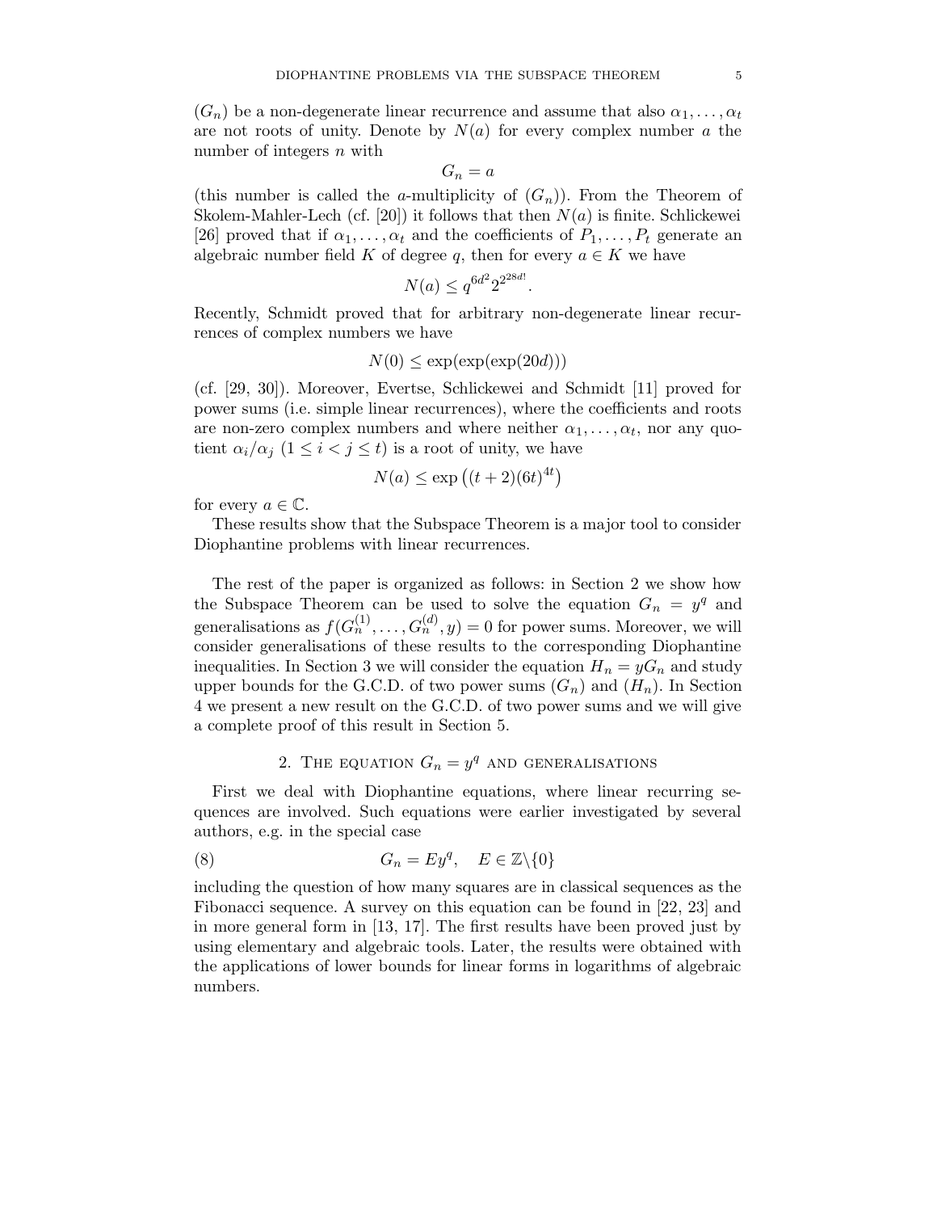$(G_n)$ be a non-degenerate linear recurrence and assume that also $\alpha_1, \dots, \alpha_t$ are not roots of unity. Denote by $N(a)$ for every complex number $a$ the number of integers $n$ with

$$G_n = a$$

(this number is called the $a$-multiplicity of $(G_n)$). From the Theorem of Skolem-Mahler-Lech (cf. [20]) it follows that then $N(a)$ is finite. Schlickewei [26] proved that if $\alpha_1, \dots, \alpha_t$ and the coefficients of $P_1, \dots, P_t$ generate an algebraic number field $K$ of degree $q$, then for every $a \in K$ we have

$$N(a) \leq q^{6d^2} 2^{2^{28d!}}.$$

Recently, Schmidt proved that for arbitrary non-degenerate linear recurrences of complex numbers we have

$$N(0) \leq \exp(\exp(\exp(20d)))$$

(cf. [29, 30]). Moreover, Evertse, Schlickewei and Schmidt [11] proved for power sums (i.e. simple linear recurrences), where the coefficients and roots are non-zero complex numbers and where neither $\alpha_1, \dots, \alpha_t$, nor any quotient $\alpha_i/\alpha_j$ $(1 \leq i < j \leq t)$ is a root of unity, we have

$$N(a) \leq \exp\left((t+2)(6t)^{4t}\right)$$

for every $a \in \mathbb{C}$.

These results show that the Subspace Theorem is a major tool to consider Diophantine problems with linear recurrences.

The rest of the paper is organized as follows: in Section 2 we show how the Subspace Theorem can be used to solve the equation $G_n = y^q$ and generalisations as $f(G_n^{(1)}, \dots, G_n^{(d)}, y) = 0$ for power sums. Moreover, we will consider generalisations of these results to the corresponding Diophantine inequalities. In Section 3 we will consider the equation $H_n = yG_n$ and study upper bounds for the G.C.D. of two power sums $(G_n)$ and $(H_n)$. In Section 4 we present a new result on the G.C.D. of two power sums and we will give a complete proof of this result in Section 5.

## 2. The equation $G_n = y^q$ and generalisations

First we deal with Diophantine equations, where linear recurring sequences are involved. Such equations were earlier investigated by several authors, e.g. in the special case

$$G_n = Ey^q, \quad E \in \mathbb{Z}\backslash\{0\} \tag{8}$$

including the question of how many squares are in classical sequences as the Fibonacci sequence. A survey on this equation can be found in [22, 23] and in more general form in [13, 17]. The first results have been proved just by using elementary and algebraic tools. Later, the results were obtained with the applications of lower bounds for linear forms in logarithms of algebraic numbers.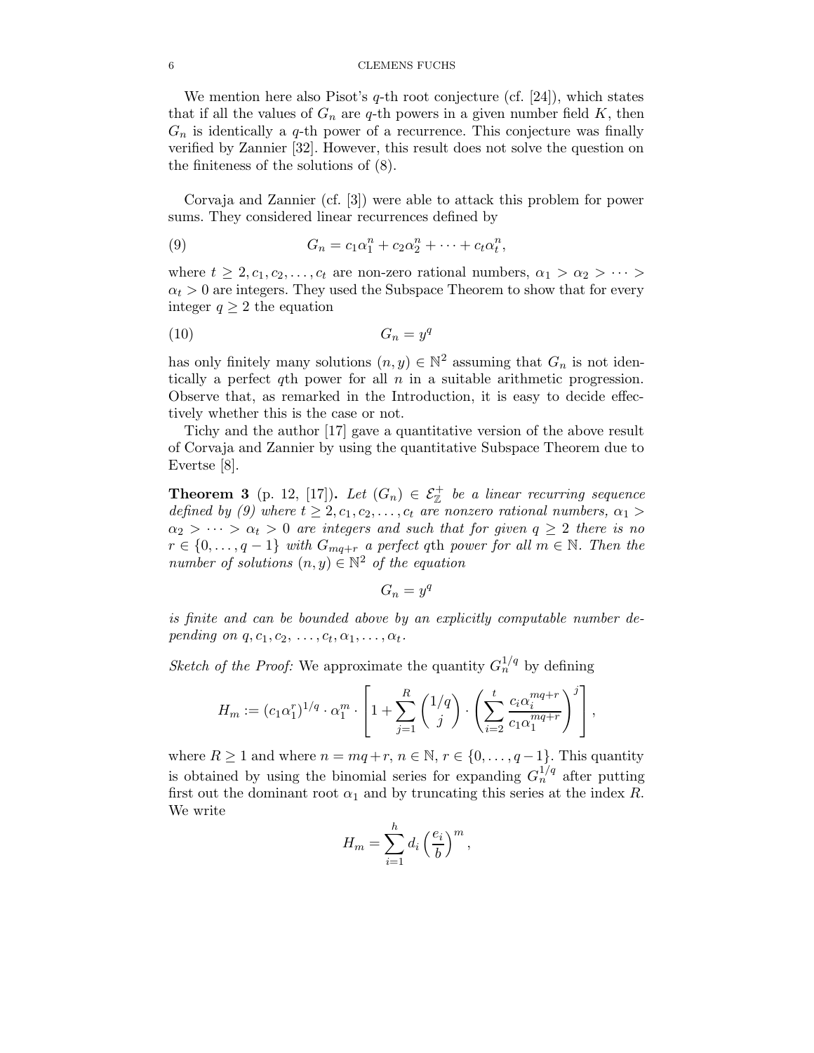We mention here also Pisot's $q$-th root conjecture (cf. [24]), which states that if all the values of $G_n$ are $q$-th powers in a given number field $K$, then $G_n$ is identically a $q$-th power of a recurrence. This conjecture was finally verified by Zannier [32]. However, this result does not solve the question on the finiteness of the solutions of (8).

Corvaja and Zannier (cf. [3]) were able to attack this problem for power sums. They considered linear recurrences defined by

$$G_n = c_1\alpha_1^n + c_2\alpha_2^n + \cdots + c_t\alpha_t^n, \tag{9}$$

where $t \geq 2, c_1, c_2, \ldots, c_t$ are non-zero rational numbers, $\alpha_1 > \alpha_2 > \cdots > \alpha_t > 0$ are integers. They used the Subspace Theorem to show that for every integer $q \geq 2$ the equation

$$G_n = y^q \tag{10}$$

has only finitely many solutions $(n, y) \in \mathbb{N}^2$ assuming that $G_n$ is not identically a perfect $q$th power for all $n$ in a suitable arithmetic progression. Observe that, as remarked in the Introduction, it is easy to decide effectively whether this is the case or not.

Tichy and the author [17] gave a quantitative version of the above result of Corvaja and Zannier by using the quantitative Subspace Theorem due to Evertse [8].

**Theorem 3** (p. 12, [17])**.** *Let $(G_n) \in \mathcal{E}_{\mathbb{Z}}^+$ be a linear recurring sequence defined by (9) where $t \geq 2, c_1, c_2, \ldots, c_t$ are nonzero rational numbers, $\alpha_1 > \alpha_2 > \cdots > \alpha_t > 0$ are integers and such that for given $q \geq 2$ there is no $r \in \{0, \ldots, q-1\}$ with $G_{mq+r}$ a perfect $q$th power for all $m \in \mathbb{N}$. Then the number of solutions $(n, y) \in \mathbb{N}^2$ of the equation*

$$G_n = y^q$$

*is finite and can be bounded above by an explicitly computable number depending on $q, c_1, c_2, \ldots, c_t, \alpha_1, \ldots, \alpha_t$.*

*Sketch of the Proof:* We approximate the quantity $G_n^{1/q}$ by defining

$$H_m := (c_1\alpha_1^r)^{1/q} \cdot \alpha_1^m \cdot \left[1 + \sum_{j=1}^{R} \binom{1/q}{j} \cdot \left(\sum_{i=2}^{t} \frac{c_i\alpha_i^{mq+r}}{c_1\alpha_1^{mq+r}}\right)^j\right],$$

where $R \geq 1$ and where $n = mq + r$, $n \in \mathbb{N}$, $r \in \{0, \ldots, q-1\}$. This quantity is obtained by using the binomial series for expanding $G_n^{1/q}$ after putting first out the dominant root $\alpha_1$ and by truncating this series at the index $R$. We write

$$H_m = \sum_{i=1}^{h} d_i \left(\frac{e_i}{b}\right)^m,$$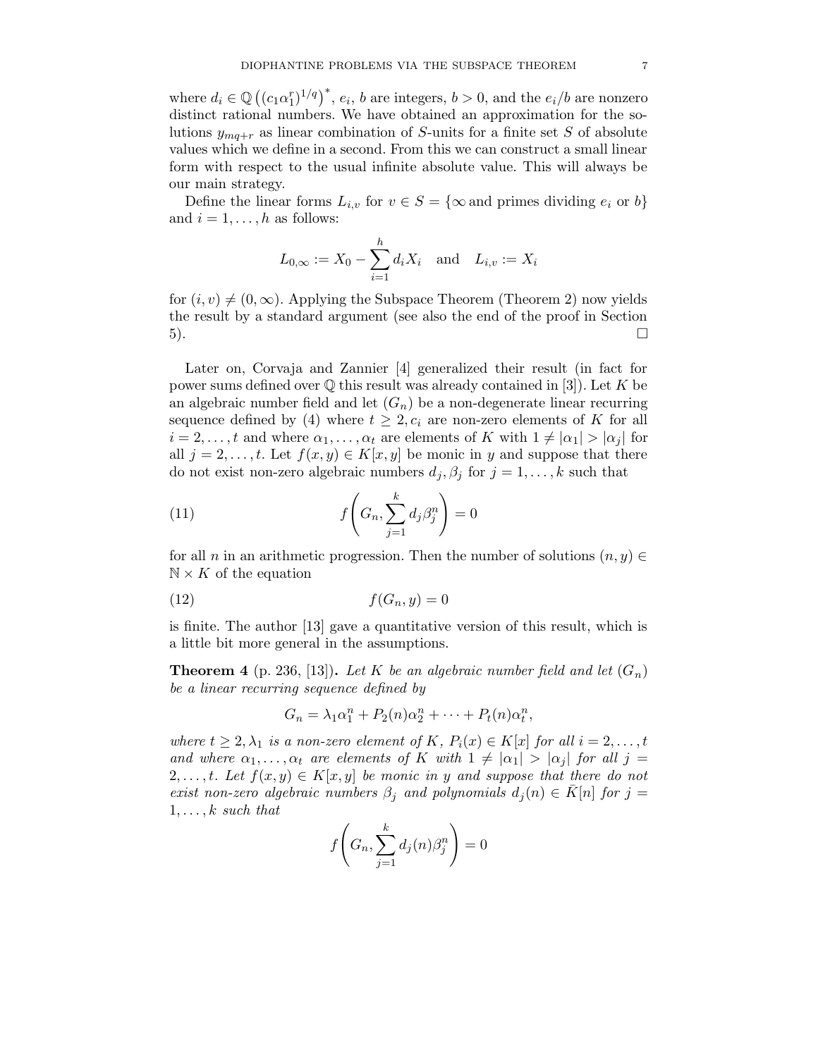where $d_i \in \mathbb{Q}\left((c_1\alpha_1^r)^{1/q}\right)^*$, $e_i$, $b$ are integers, $b > 0$, and the $e_i/b$ are nonzero distinct rational numbers. We have obtained an approximation for the solutions $y_{mq+r}$ as linear combination of $S$-units for a finite set $S$ of absolute values which we define in a second. From this we can construct a small linear form with respect to the usual infinite absolute value. This will always be our main strategy.

Define the linear forms $L_{i,v}$ for $v \in S = \{\infty$ and primes dividing $e_i$ or $b\}$ and $i = 1, \ldots, h$ as follows:

$$L_{0,\infty} := X_0 - \sum_{i=1}^{h} d_i X_i \quad \text{and} \quad L_{i,v} := X_i$$

for $(i, v) \neq (0, \infty)$. Applying the Subspace Theorem (Theorem 2) now yields the result by a standard argument (see also the end of the proof in Section 5). □

Later on, Corvaja and Zannier [4] generalized their result (in fact for power sums defined over $\mathbb{Q}$ this result was already contained in [3]). Let $K$ be an algebraic number field and let $(G_n)$ be a non-degenerate linear recurring sequence defined by (4) where $t \geq 2, c_i$ are non-zero elements of $K$ for all $i = 2, \ldots, t$ and where $\alpha_1, \ldots, \alpha_t$ are elements of $K$ with $1 \neq |\alpha_1| > |\alpha_j|$ for all $j = 2, \ldots, t$. Let $f(x, y) \in K[x, y]$ be monic in $y$ and suppose that there do not exist non-zero algebraic numbers $d_j, \beta_j$ for $j = 1, \ldots, k$ such that

$$f\left(G_n, \sum_{j=1}^{k} d_j \beta_j^n\right) = 0 \tag{11}$$

for all $n$ in an arithmetic progression. Then the number of solutions $(n, y) \in \mathbb{N} \times K$ of the equation

$$f(G_n, y) = 0 \tag{12}$$

is finite. The author [13] gave a quantitative version of this result, which is a little bit more general in the assumptions.

**Theorem 4** (p. 236, [13]). *Let $K$ be an algebraic number field and let $(G_n)$ be a linear recurring sequence defined by*

$$G_n = \lambda_1 \alpha_1^n + P_2(n)\alpha_2^n + \cdots + P_t(n)\alpha_t^n,$$

*where $t \geq 2, \lambda_1$ is a non-zero element of $K$, $P_i(x) \in K[x]$ for all $i = 2, \ldots, t$ and where $\alpha_1, \ldots, \alpha_t$ are elements of $K$ with $1 \neq |\alpha_1| > |\alpha_j|$ for all $j = 2, \ldots, t$. Let $f(x, y) \in K[x, y]$ be monic in $y$ and suppose that there do not exist non-zero algebraic numbers $\beta_j$ and polynomials $d_j(n) \in \bar{K}[n]$ for $j = 1, \ldots, k$ such that*

$$f\left(G_n, \sum_{j=1}^{k} d_j(n)\beta_j^n\right) = 0$$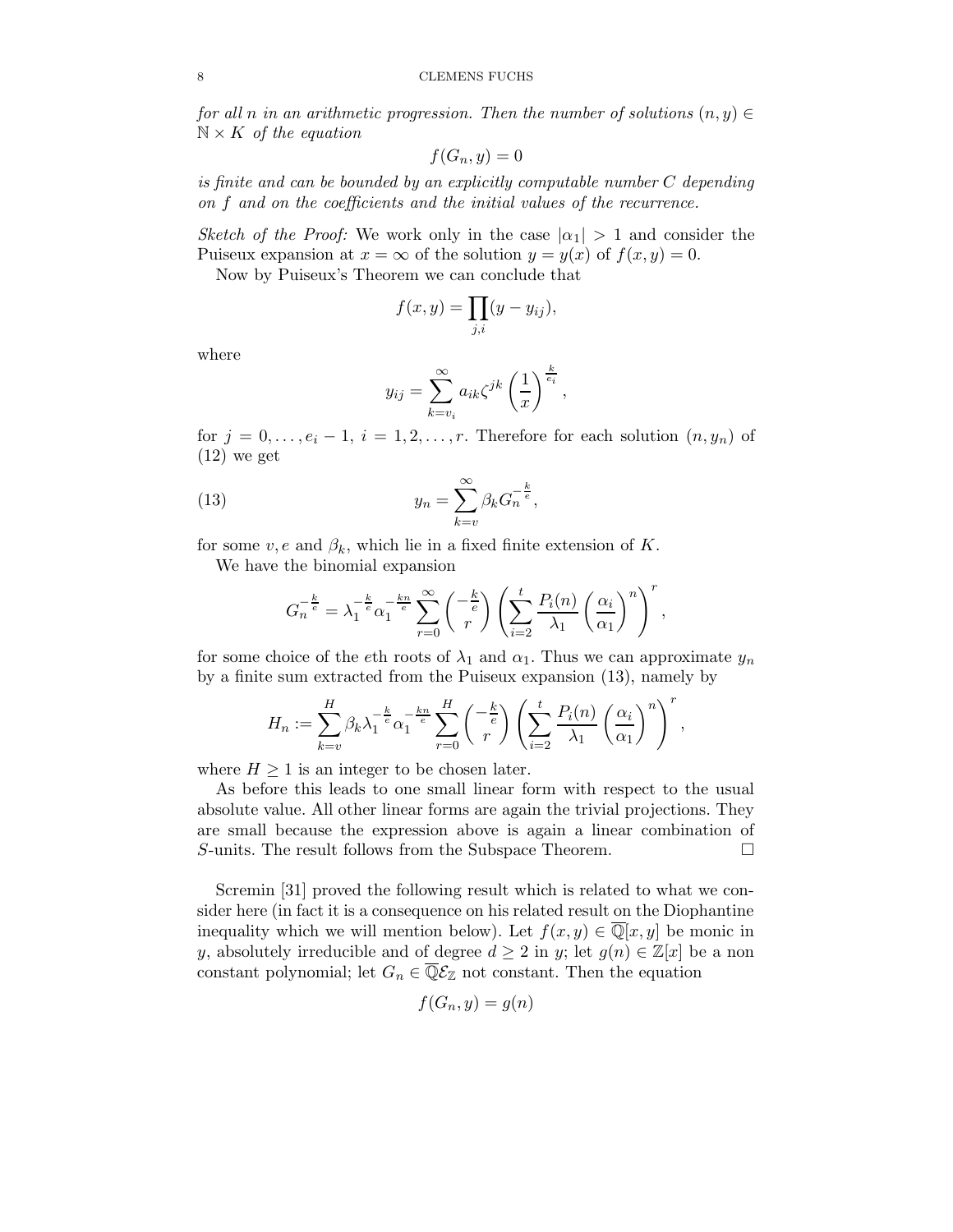*for all $n$ in an arithmetic progression. Then the number of solutions $(n, y) \in \mathbb{N} \times K$ of the equation*

$$f(G_n, y) = 0$$

*is finite and can be bounded by an explicitly computable number $C$ depending on $f$ and on the coefficients and the initial values of the recurrence.*

*Sketch of the Proof:* We work only in the case $|\alpha_1| > 1$ and consider the Puiseux expansion at $x = \infty$ of the solution $y = y(x)$ of $f(x, y) = 0$.

Now by Puiseux's Theorem we can conclude that

$$f(x,y) = \prod_{j,i}(y - y_{ij}),$$

where

$$y_{ij} = \sum_{k=v_i}^{\infty} a_{ik}\zeta^{jk}\left(\frac{1}{x}\right)^{\frac{k}{e_i}},$$

for $j = 0, \ldots, e_i - 1$, $i = 1, 2, \ldots, r$. Therefore for each solution $(n, y_n)$ of (12) we get

$$y_n = \sum_{k=v}^{\infty} \beta_k G_n^{-\frac{k}{e}}, \tag{13}$$

for some $v, e$ and $\beta_k$, which lie in a fixed finite extension of $K$.

We have the binomial expansion

$$G_n^{-\frac{k}{e}} = \lambda_1^{-\frac{k}{e}}\alpha_1^{-\frac{kn}{e}}\sum_{r=0}^{\infty}\binom{-\frac{k}{e}}{r}\left(\sum_{i=2}^{t}\frac{P_i(n)}{\lambda_1}\left(\frac{\alpha_i}{\alpha_1}\right)^n\right)^r,$$

for some choice of the $e$th roots of $\lambda_1$ and $\alpha_1$. Thus we can approximate $y_n$ by a finite sum extracted from the Puiseux expansion (13), namely by

$$H_n := \sum_{k=v}^{H}\beta_k\lambda_1^{-\frac{k}{e}}\alpha_1^{-\frac{kn}{e}}\sum_{r=0}^{H}\binom{-\frac{k}{e}}{r}\left(\sum_{i=2}^{t}\frac{P_i(n)}{\lambda_1}\left(\frac{\alpha_i}{\alpha_1}\right)^n\right)^r,$$

where $H \geq 1$ is an integer to be chosen later.

As before this leads to one small linear form with respect to the usual absolute value. All other linear forms are again the trivial projections. They are small because the expression above is again a linear combination of $S$-units. The result follows from the Subspace Theorem. $\square$

Scremin [31] proved the following result which is related to what we consider here (in fact it is a consequence on his related result on the Diophantine inequality which we will mention below). Let $f(x, y) \in \overline{\mathbb{Q}}[x, y]$ be monic in $y$, absolutely irreducible and of degree $d \geq 2$ in $y$; let $g(n) \in \mathbb{Z}[x]$ be a non constant polynomial; let $G_n \in \overline{\mathbb{Q}}\mathcal{E}_{\mathbb{Z}}$ not constant. Then the equation

$$f(G_n, y) = g(n)$$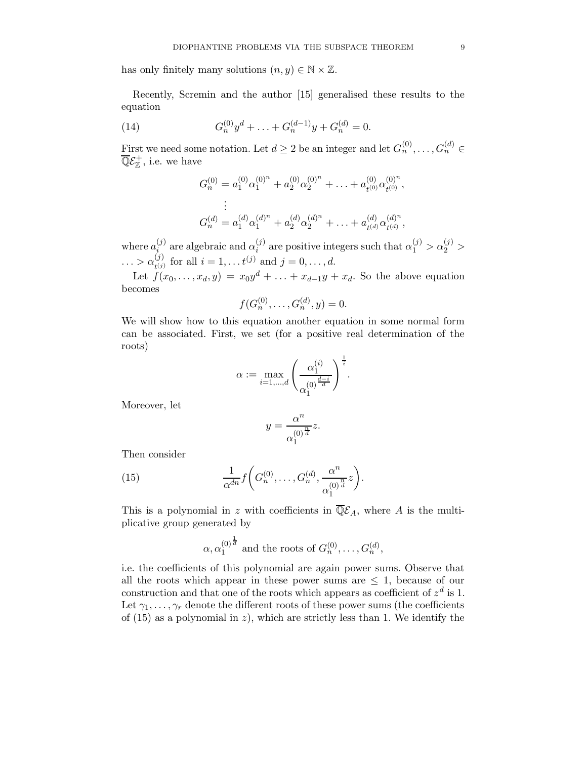has only finitely many solutions $(n, y) \in \mathbb{N} \times \mathbb{Z}$.

Recently, Scremin and the author [15] generalised these results to the equation

$$G_n^{(0)} y^d + \ldots + G_n^{(d-1)} y + G_n^{(d)} = 0. \tag{14}$$

First we need some notation. Let $d \geq 2$ be an integer and let $G_n^{(0)}, \ldots, G_n^{(d)} \in \overline{\mathbb{Q}}\mathcal{E}_{\mathbb{Z}}^{+}$, i.e. we have

$$G_n^{(0)} = a_1^{(0)} {\alpha_1^{(0)}}^n + a_2^{(0)} {\alpha_2^{(0)}}^n + \ldots + a_{t^{(0)}}^{(0)} {\alpha_{t^{(0)}}^{(0)}}^n,$$

$$\vdots$$

$$G_n^{(d)} = a_1^{(d)} {\alpha_1^{(d)}}^n + a_2^{(d)} {\alpha_2^{(d)}}^n + \ldots + a_{t^{(d)}}^{(d)} {\alpha_{t^{(d)}}^{(d)}}^n,$$

where $a_i^{(j)}$ are algebraic and $\alpha_i^{(j)}$ are positive integers such that $\alpha_1^{(j)} > \alpha_2^{(j)} > \ldots > \alpha_{t^{(j)}}^{(j)}$ for all $i = 1, \ldots t^{(j)}$ and $j = 0, \ldots, d$.

Let $f(x_0, \ldots, x_d, y) = x_0 y^d + \ldots + x_{d-1} y + x_d$. So the above equation becomes

$$f(G_n^{(0)}, \ldots, G_n^{(d)}, y) = 0.$$

We will show how to this equation another equation in some normal form can be associated. First, we set (for a positive real determination of the roots)

$$\alpha := \max_{i=1,\ldots,d} \left( \frac{\alpha_1^{(i)}}{{\alpha_1^{(0)}}^{\frac{d-i}{d}}} \right)^{\frac{1}{i}}.$$

Moreover, let

$$y = \frac{\alpha^n}{{\alpha_1^{(0)}}^{\frac{n}{d}}} z.$$

Then consider

$$\frac{1}{\alpha^{dn}} f\left( G_n^{(0)}, \ldots, G_n^{(d)}, \frac{\alpha^n}{{\alpha_1^{(0)}}^{\frac{n}{d}}} z \right). \tag{15}$$

This is a polynomial in $z$ with coefficients in $\overline{\mathbb{Q}}\mathcal{E}_A$, where $A$ is the multiplicative group generated by

$$\alpha, {\alpha_1^{(0)}}^{\frac{1}{d}} \text{ and the roots of } G_n^{(0)}, \ldots, G_n^{(d)},$$

i.e. the coefficients of this polynomial are again power sums. Observe that all the roots which appear in these power sums are $\leq 1$, because of our construction and that one of the roots which appears as coefficient of $z^d$ is 1. Let $\gamma_1, \ldots, \gamma_r$ denote the different roots of these power sums (the coefficients of (15) as a polynomial in $z$), which are strictly less than 1. We identify the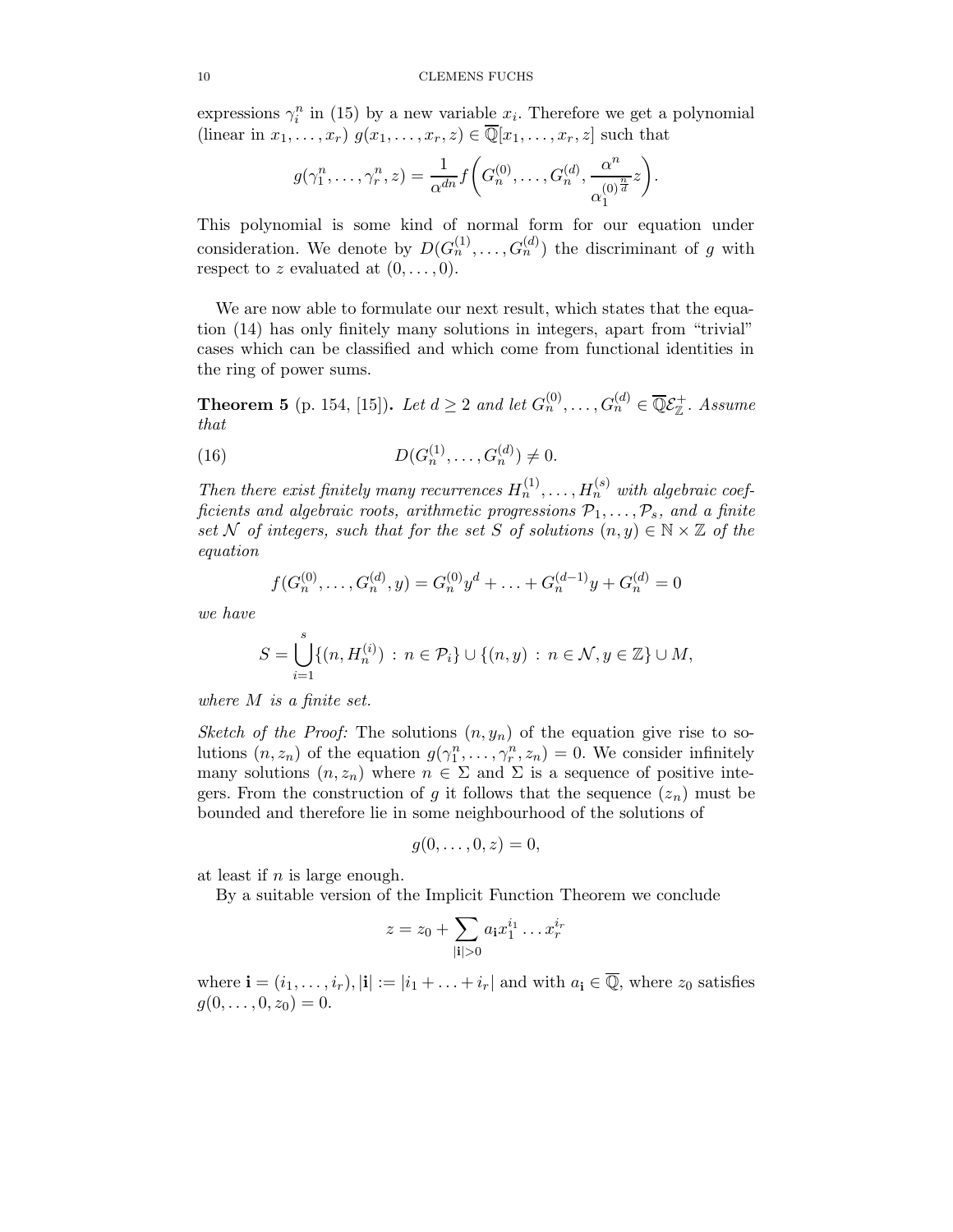expressions $\gamma_i^n$ in (15) by a new variable $x_i$. Therefore we get a polynomial (linear in $x_1, \ldots, x_r$) $g(x_1, \ldots, x_r, z) \in \overline{\mathbb{Q}}[x_1, \ldots, x_r, z]$ such that

$$g(\gamma_1^n, \ldots, \gamma_r^n, z) = \frac{1}{\alpha^{dn}} f\left(G_n^{(0)}, \ldots, G_n^{(d)}, \frac{\alpha^n}{\alpha_1^{(0)\frac{n}{d}}} z\right).$$

This polynomial is some kind of normal form for our equation under consideration. We denote by $D(G_n^{(1)}, \ldots, G_n^{(d)})$ the discriminant of $g$ with respect to $z$ evaluated at $(0, \ldots, 0)$.

We are now able to formulate our next result, which states that the equation (14) has only finitely many solutions in integers, apart from "trivial" cases which can be classified and which come from functional identities in the ring of power sums.

**Theorem 5** (p. 154, [15]). *Let $d \geq 2$ and let $G_n^{(0)}, \ldots, G_n^{(d)} \in \overline{\mathbb{Q}}\mathcal{E}_{\mathbb{Z}}^+$. Assume that*

$$D(G_n^{(1)}, \ldots, G_n^{(d)}) \neq 0. \tag{16}$$

*Then there exist finitely many recurrences $H_n^{(1)}, \ldots, H_n^{(s)}$ with algebraic coefficients and algebraic roots, arithmetic progressions $\mathcal{P}_1, \ldots, \mathcal{P}_s$, and a finite set $\mathcal{N}$ of integers, such that for the set $S$ of solutions $(n, y) \in \mathbb{N} \times \mathbb{Z}$ of the equation*

$$f(G_n^{(0)}, \ldots, G_n^{(d)}, y) = G_n^{(0)} y^d + \ldots + G_n^{(d-1)} y + G_n^{(d)} = 0$$

*we have*

$$S = \bigcup_{i=1}^{s} \{(n, H_n^{(i)}) \,:\, n \in \mathcal{P}_i\} \cup \{(n, y) \,:\, n \in \mathcal{N}, y \in \mathbb{Z}\} \cup M,$$

*where $M$ is a finite set.*

*Sketch of the Proof:* The solutions $(n, y_n)$ of the equation give rise to solutions $(n, z_n)$ of the equation $g(\gamma_1^n, \ldots, \gamma_r^n, z_n) = 0$. We consider infinitely many solutions $(n, z_n)$ where $n \in \Sigma$ and $\Sigma$ is a sequence of positive integers. From the construction of $g$ it follows that the sequence $(z_n)$ must be bounded and therefore lie in some neighbourhood of the solutions of

$$g(0, \ldots, 0, z) = 0,$$

at least if $n$ is large enough.

By a suitable version of the Implicit Function Theorem we conclude

$$z = z_0 + \sum_{|\mathbf{i}| > 0} a_{\mathbf{i}} x_1^{i_1} \ldots x_r^{i_r}$$

where $\mathbf{i} = (i_1, \ldots, i_r), |\mathbf{i}| := |i_1 + \ldots + i_r|$ and with $a_{\mathbf{i}} \in \overline{\mathbb{Q}}$, where $z_0$ satisfies $g(0, \ldots, 0, z_0) = 0$.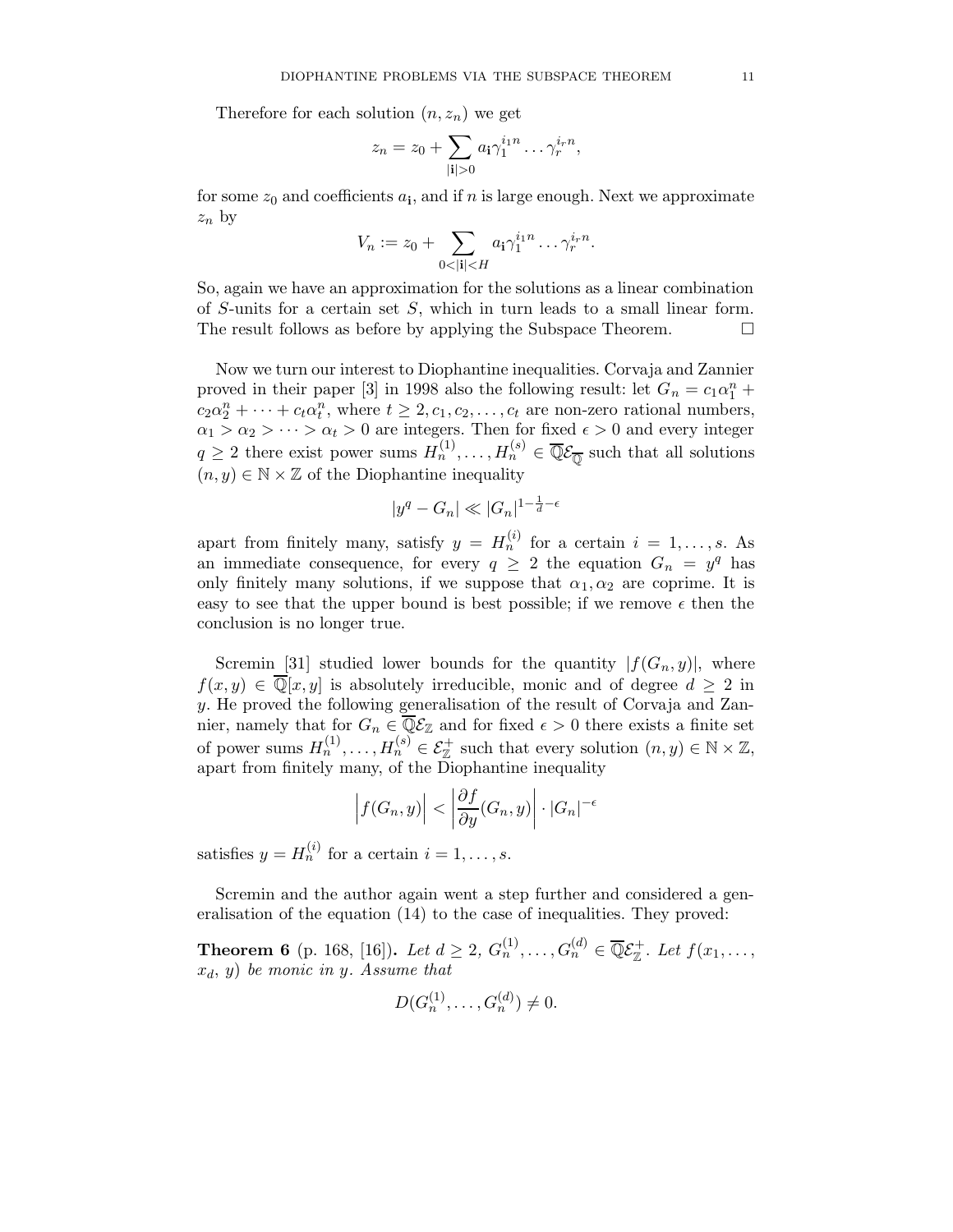Therefore for each solution $(n, z_n)$ we get

$$z_n = z_0 + \sum_{|\mathbf{i}|>0} a_{\mathbf{i}} \gamma_1^{i_1 n} \dots \gamma_r^{i_r n},$$

for some $z_0$ and coefficients $a_{\mathbf{i}}$, and if $n$ is large enough. Next we approximate $z_n$ by

$$V_n := z_0 + \sum_{0<|\mathbf{i}|<H} a_{\mathbf{i}} \gamma_1^{i_1 n} \dots \gamma_r^{i_r n}.$$

So, again we have an approximation for the solutions as a linear combination of $S$-units for a certain set $S$, which in turn leads to a small linear form. The result follows as before by applying the Subspace Theorem. $\square$

Now we turn our interest to Diophantine inequalities. Corvaja and Zannier proved in their paper [3] in 1998 also the following result: let $G_n = c_1\alpha_1^n + c_2\alpha_2^n + \dots + c_t\alpha_t^n$, where $t \geq 2, c_1, c_2, \dots, c_t$ are non-zero rational numbers, $\alpha_1 > \alpha_2 > \dots > \alpha_t > 0$ are integers. Then for fixed $\epsilon > 0$ and every integer $q \geq 2$ there exist power sums $H_n^{(1)}, \dots, H_n^{(s)} \in \overline{\mathbb{Q}}\mathcal{E}_{\overline{\mathbb{Q}}}$ such that all solutions $(n, y) \in \mathbb{N} \times \mathbb{Z}$ of the Diophantine inequality

$$|y^q - G_n| \ll |G_n|^{1-\frac{1}{d}-\epsilon}$$

apart from finitely many, satisfy $y = H_n^{(i)}$ for a certain $i = 1, \dots, s$. As an immediate consequence, for every $q \geq 2$ the equation $G_n = y^q$ has only finitely many solutions, if we suppose that $\alpha_1, \alpha_2$ are coprime. It is easy to see that the upper bound is best possible; if we remove $\epsilon$ then the conclusion is no longer true.

Scremin [31] studied lower bounds for the quantity $|f(G_n, y)|$, where $f(x, y) \in \overline{\mathbb{Q}}[x, y]$ is absolutely irreducible, monic and of degree $d \geq 2$ in $y$. He proved the following generalisation of the result of Corvaja and Zannier, namely that for $G_n \in \overline{\mathbb{Q}}\mathcal{E}_{\mathbb{Z}}$ and for fixed $\epsilon > 0$ there exists a finite set of power sums $H_n^{(1)}, \dots, H_n^{(s)} \in \mathcal{E}_{\mathbb{Z}}^+$ such that every solution $(n, y) \in \mathbb{N} \times \mathbb{Z}$, apart from finitely many, of the Diophantine inequality

$$\Big| f(G_n, y) \Big| < \left| \frac{\partial f}{\partial y}(G_n, y) \right| \cdot |G_n|^{-\epsilon}$$

satisfies $y = H_n^{(i)}$ for a certain $i = 1, \dots, s$.

Scremin and the author again went a step further and considered a generalisation of the equation (14) to the case of inequalities. They proved:

**Theorem 6** (p. 168, [16]). *Let $d \geq 2$, $G_n^{(1)}, \dots, G_n^{(d)} \in \overline{\mathbb{Q}}\mathcal{E}_{\mathbb{Z}}^+$. Let $f(x_1, \dots, x_d, y)$ be monic in $y$. Assume that*

$$D(G_n^{(1)}, \dots, G_n^{(d)}) \neq 0.$$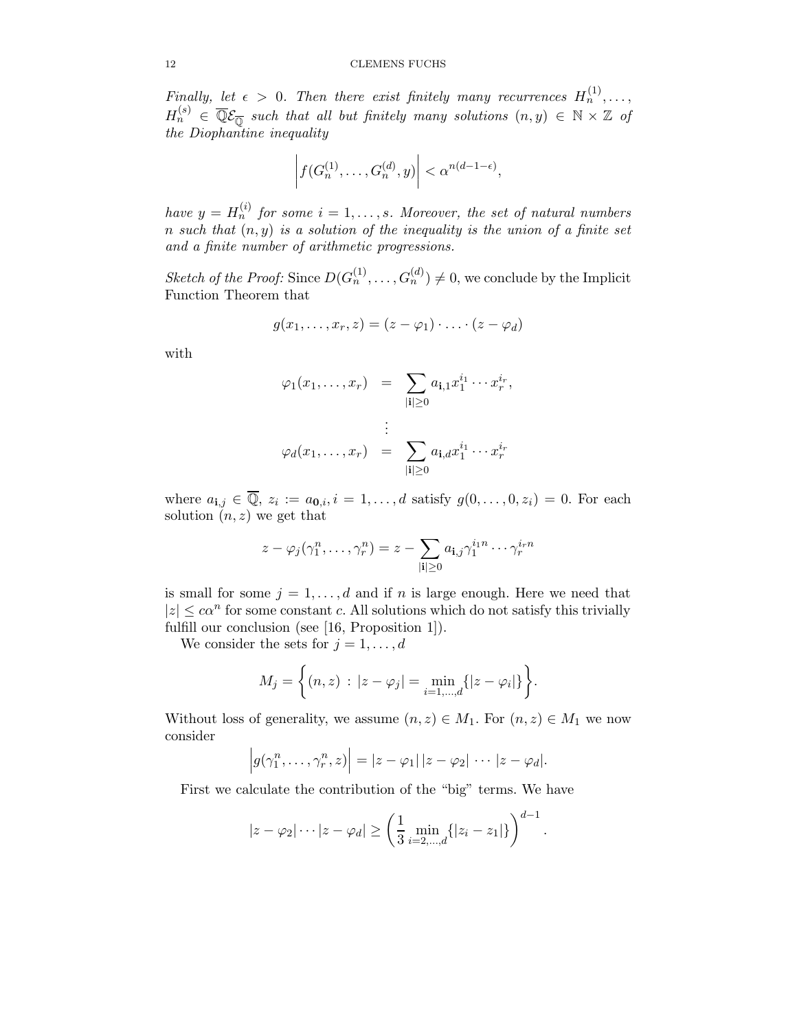*Finally, let $\epsilon > 0$. Then there exist finitely many recurrences $H_n^{(1)}, \ldots, H_n^{(s)} \in \overline{\mathbb{Q}}\mathcal{E}_{\overline{\mathbb{Q}}}$ such that all but finitely many solutions $(n, y) \in \mathbb{N} \times \mathbb{Z}$ of the Diophantine inequality*

$$\left| f(G_n^{(1)}, \ldots, G_n^{(d)}, y) \right| < \alpha^{n(d-1-\epsilon)},$$

*have $y = H_n^{(i)}$ for some $i = 1, \ldots, s$. Moreover, the set of natural numbers $n$ such that $(n, y)$ is a solution of the inequality is the union of a finite set and a finite number of arithmetic progressions.*

*Sketch of the Proof:* Since $D(G_n^{(1)}, \ldots, G_n^{(d)}) \neq 0$, we conclude by the Implicit Function Theorem that

$$g(x_1, \ldots, x_r, z) = (z - \varphi_1) \cdot \ldots \cdot (z - \varphi_d)$$

with

$$\begin{aligned}
\varphi_1(x_1, \ldots, x_r) &= \sum_{|\mathbf{i}| \geq 0} a_{\mathbf{i},1} x_1^{i_1} \cdots x_r^{i_r}, \\
&\vdots \\
\varphi_d(x_1, \ldots, x_r) &= \sum_{|\mathbf{i}| \geq 0} a_{\mathbf{i},d} x_1^{i_1} \cdots x_r^{i_r}
\end{aligned}$$

where $a_{\mathbf{i},j} \in \overline{\mathbb{Q}}$, $z_i := a_{\mathbf{0},i}, i = 1, \ldots, d$ satisfy $g(0, \ldots, 0, z_i) = 0$. For each solution $(n, z)$ we get that

$$z - \varphi_j(\gamma_1^n, \ldots, \gamma_r^n) = z - \sum_{|\mathbf{i}| \geq 0} a_{\mathbf{i},j} \gamma_1^{i_1 n} \cdots \gamma_r^{i_r n}$$

is small for some $j = 1, \ldots, d$ and if $n$ is large enough. Here we need that $|z| \leq c\alpha^n$ for some constant $c$. All solutions which do not satisfy this trivially fulfill our conclusion (see [16, Proposition 1]).

We consider the sets for $j = 1, \ldots, d$

$$M_j = \left\{ (n, z) \,:\, |z - \varphi_j| = \min_{i=1,\ldots,d} \{ |z - \varphi_i| \} \right\}.$$

Without loss of generality, we assume $(n, z) \in M_1$. For $(n, z) \in M_1$ we now consider

$$\left| g(\gamma_1^n, \ldots, \gamma_r^n, z) \right| = |z - \varphi_1| \, |z - \varphi_2| \, \cdots \, |z - \varphi_d|.$$

First we calculate the contribution of the "big" terms. We have

$$|z - \varphi_2| \cdots |z - \varphi_d| \geq \left( \frac{1}{3} \min_{i=2,\ldots,d} \{ |z_i - z_1| \} \right)^{d-1}.$$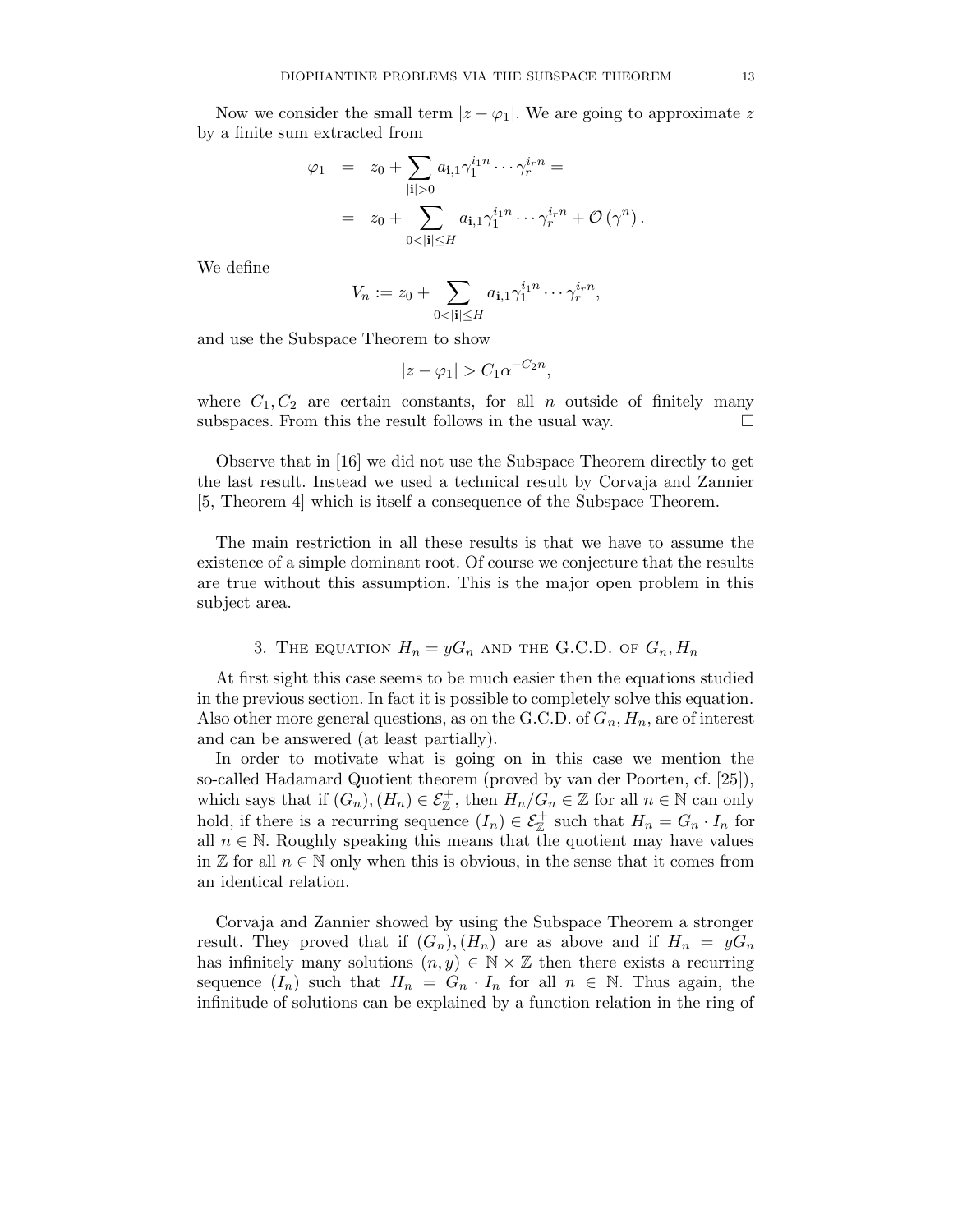Now we consider the small term $|z - \varphi_1|$. We are going to approximate $z$ by a finite sum extracted from

$$
\begin{aligned}
\varphi_1 &= z_0 + \sum_{|\mathbf{i}|>0} a_{\mathbf{i},1} \gamma_1^{i_1 n} \cdots \gamma_r^{i_r n} = \\
&= z_0 + \sum_{0<|\mathbf{i}|\leq H} a_{\mathbf{i},1} \gamma_1^{i_1 n} \cdots \gamma_r^{i_r n} + \mathcal{O}\left(\gamma^n\right).
\end{aligned}
$$

We define

$$
V_n := z_0 + \sum_{0<|\mathbf{i}|\leq H} a_{\mathbf{i},1} \gamma_1^{i_1 n} \cdots \gamma_r^{i_r n},
$$

and use the Subspace Theorem to show

$$
|z - \varphi_1| > C_1 \alpha^{-C_2 n},
$$

where $C_1, C_2$ are certain constants, for all $n$ outside of finitely many subspaces. From this the result follows in the usual way. □

Observe that in [16] we did not use the Subspace Theorem directly to get the last result. Instead we used a technical result by Corvaja and Zannier [5, Theorem 4] which is itself a consequence of the Subspace Theorem.

The main restriction in all these results is that we have to assume the existence of a simple dominant root. Of course we conjecture that the results are true without this assumption. This is the major open problem in this subject area.

## 3. The equation $H_n = yG_n$ and the G.C.D. of $G_n, H_n$

At first sight this case seems to be much easier then the equations studied in the previous section. In fact it is possible to completely solve this equation. Also other more general questions, as on the G.C.D. of $G_n, H_n$, are of interest and can be answered (at least partially).

In order to motivate what is going on in this case we mention the so-called Hadamard Quotient theorem (proved by van der Poorten, cf. [25]), which says that if $(G_n), (H_n) \in \mathcal{E}_{\mathbb{Z}}^+$, then $H_n/G_n \in \mathbb{Z}$ for all $n \in \mathbb{N}$ can only hold, if there is a recurring sequence $(I_n) \in \mathcal{E}_{\mathbb{Z}}^+$ such that $H_n = G_n \cdot I_n$ for all $n \in \mathbb{N}$. Roughly speaking this means that the quotient may have values in $\mathbb{Z}$ for all $n \in \mathbb{N}$ only when this is obvious, in the sense that it comes from an identical relation.

Corvaja and Zannier showed by using the Subspace Theorem a stronger result. They proved that if $(G_n), (H_n)$ are as above and if $H_n = yG_n$ has infinitely many solutions $(n, y) \in \mathbb{N} \times \mathbb{Z}$ then there exists a recurring sequence $(I_n)$ such that $H_n = G_n \cdot I_n$ for all $n \in \mathbb{N}$. Thus again, the infinitude of solutions can be explained by a function relation in the ring of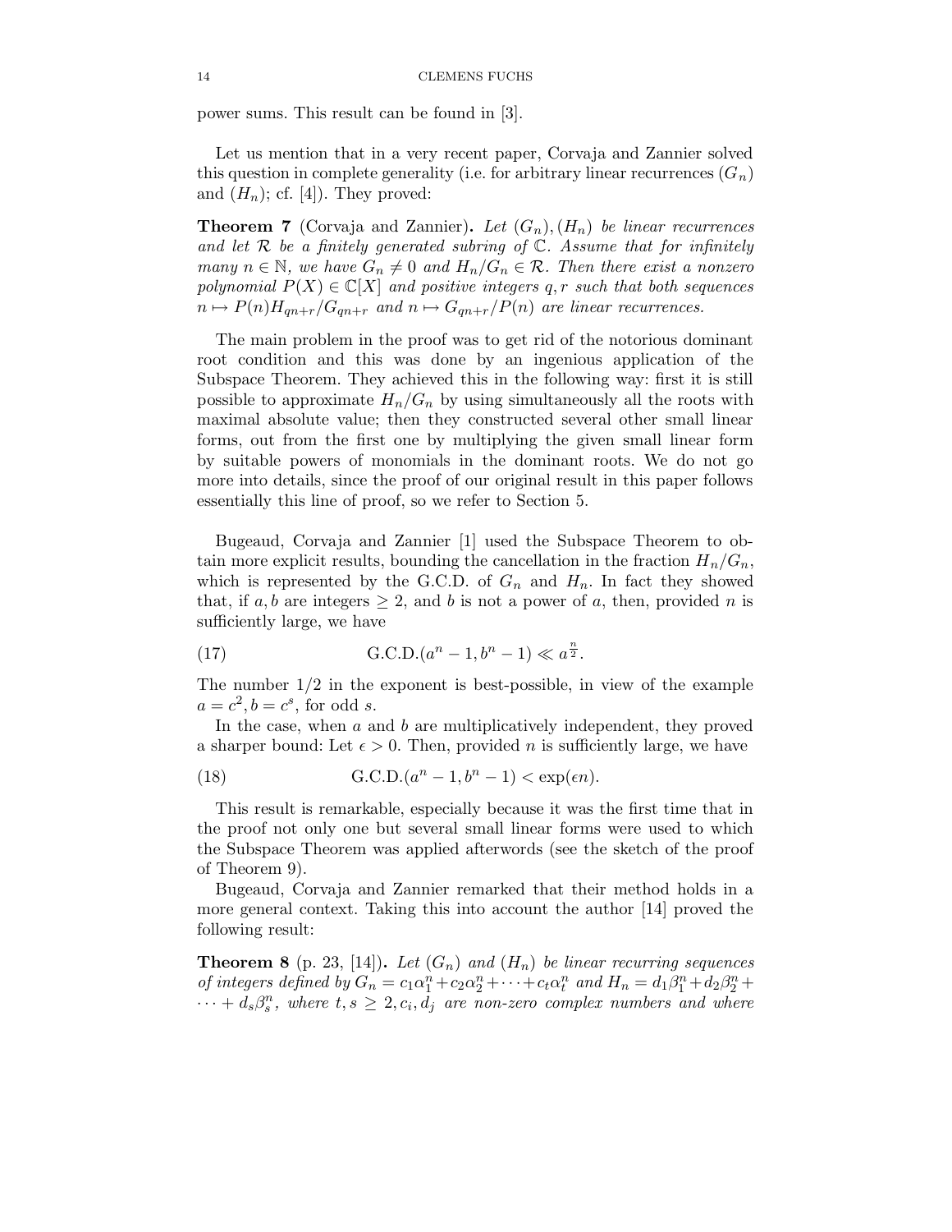power sums. This result can be found in [3].

Let us mention that in a very recent paper, Corvaja and Zannier solved this question in complete generality (i.e. for arbitrary linear recurrences $(G_n)$ and $(H_n)$; cf. [4]). They proved:

**Theorem 7** (Corvaja and Zannier)**.** *Let $(G_n), (H_n)$ be linear recurrences and let $\mathcal{R}$ be a finitely generated subring of $\mathbb{C}$. Assume that for infinitely many $n \in \mathbb{N}$, we have $G_n \neq 0$ and $H_n/G_n \in \mathcal{R}$. Then there exist a nonzero polynomial $P(X) \in \mathbb{C}[X]$ and positive integers $q, r$ such that both sequences $n \mapsto P(n)H_{qn+r}/G_{qn+r}$ and $n \mapsto G_{qn+r}/P(n)$ are linear recurrences.*

The main problem in the proof was to get rid of the notorious dominant root condition and this was done by an ingenious application of the Subspace Theorem. They achieved this in the following way: first it is still possible to approximate $H_n/G_n$ by using simultaneously all the roots with maximal absolute value; then they constructed several other small linear forms, out from the first one by multiplying the given small linear form by suitable powers of monomials in the dominant roots. We do not go more into details, since the proof of our original result in this paper follows essentially this line of proof, so we refer to Section 5.

Bugeaud, Corvaja and Zannier [1] used the Subspace Theorem to obtain more explicit results, bounding the cancellation in the fraction $H_n/G_n$, which is represented by the G.C.D. of $G_n$ and $H_n$. In fact they showed that, if $a, b$ are integers $\geq 2$, and $b$ is not a power of $a$, then, provided $n$ is sufficiently large, we have

$$\text{G.C.D.}(a^n - 1, b^n - 1) \ll a^{\frac{n}{2}}. \tag{17}$$

The number $1/2$ in the exponent is best-possible, in view of the example $a = c^2, b = c^s$, for odd $s$.

In the case, when $a$ and $b$ are multiplicatively independent, they proved a sharper bound: Let $\epsilon > 0$. Then, provided $n$ is sufficiently large, we have

$$\text{G.C.D.}(a^n - 1, b^n - 1) < \exp(\epsilon n). \tag{18}$$

This result is remarkable, especially because it was the first time that in the proof not only one but several small linear forms were used to which the Subspace Theorem was applied afterwords (see the sketch of the proof of Theorem 9).

Bugeaud, Corvaja and Zannier remarked that their method holds in a more general context. Taking this into account the author [14] proved the following result:

**Theorem 8** (p. 23, [14])**.** *Let $(G_n)$ and $(H_n)$ be linear recurring sequences of integers defined by $G_n = c_1\alpha_1^n + c_2\alpha_2^n + \cdots + c_t\alpha_t^n$ and $H_n = d_1\beta_1^n + d_2\beta_2^n + \cdots + d_s\beta_s^n$, where $t, s \geq 2, c_i, d_j$ are non-zero complex numbers and where*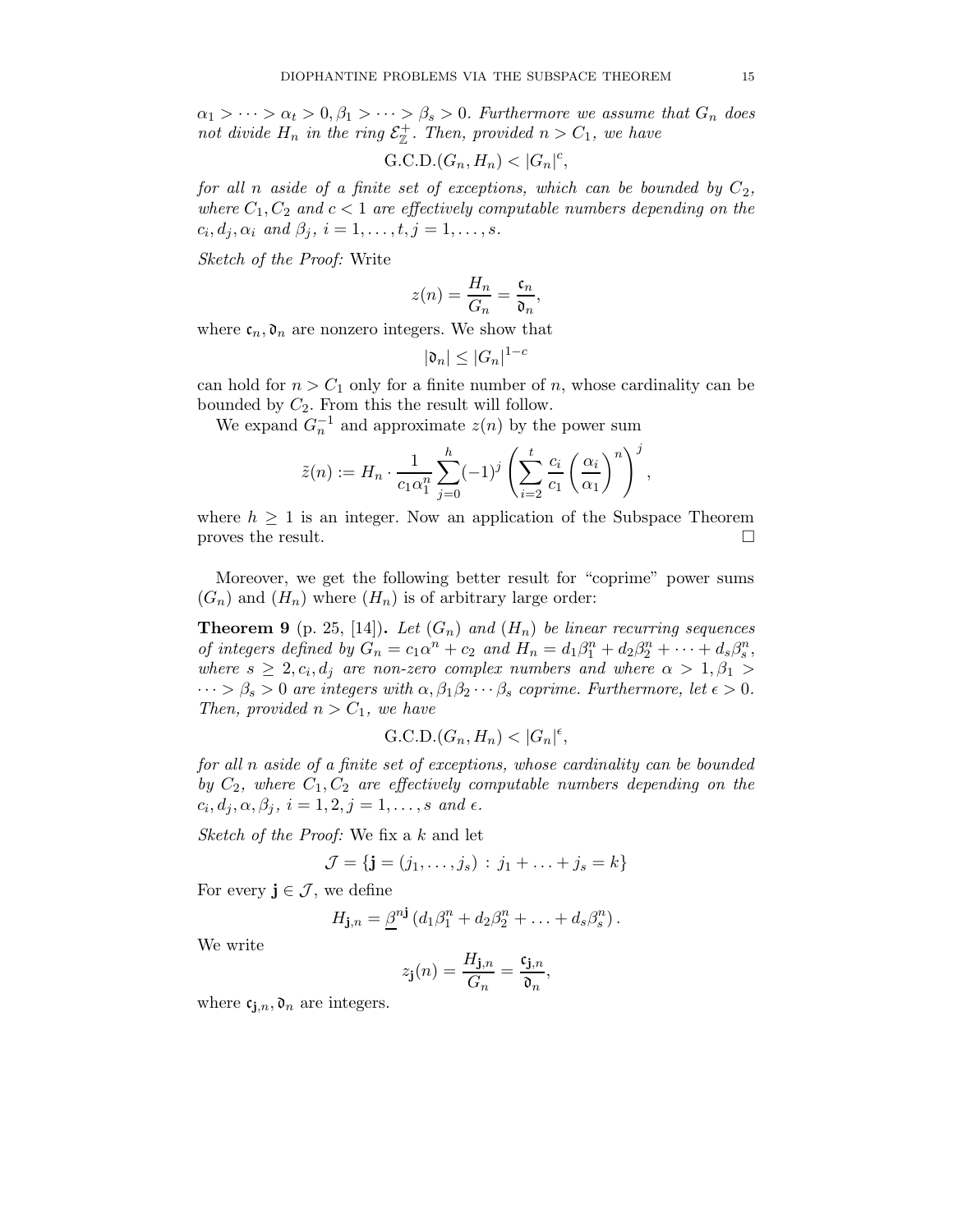$\alpha_1 > \cdots > \alpha_t > 0, \beta_1 > \cdots > \beta_s > 0$. *Furthermore we assume that $G_n$ does not divide $H_n$ in the ring $\mathcal{E}_{\mathbb{Z}}^{+}$. Then, provided $n > C_1$, we have*

$$\text{G.C.D.}(G_n, H_n) < |G_n|^c,$$

*for all $n$ aside of a finite set of exceptions, which can be bounded by $C_2$, where $C_1, C_2$ and $c < 1$ are effectively computable numbers depending on the $c_i, d_j, \alpha_i$ and $\beta_j$, $i = 1, \ldots, t, j = 1, \ldots, s$.*

*Sketch of the Proof:* Write

$$z(n) = \frac{H_n}{G_n} = \frac{\mathfrak{c}_n}{\mathfrak{d}_n},$$

where $\mathfrak{c}_n, \mathfrak{d}_n$ are nonzero integers. We show that

$$|\mathfrak{d}_n| \leq |G_n|^{1-c}$$

can hold for $n > C_1$ only for a finite number of $n$, whose cardinality can be bounded by $C_2$. From this the result will follow.

We expand $G_n^{-1}$ and approximate $z(n)$ by the power sum

$$\tilde{z}(n) := H_n \cdot \frac{1}{c_1 \alpha_1^n} \sum_{j=0}^{h} (-1)^j \left( \sum_{i=2}^{t} \frac{c_i}{c_1} \left( \frac{\alpha_i}{\alpha_1} \right)^n \right)^j,$$

where $h \geq 1$ is an integer. Now an application of the Subspace Theorem proves the result. □

Moreover, we get the following better result for "coprime" power sums $(G_n)$ and $(H_n)$ where $(H_n)$ is of arbitrary large order:

**Theorem 9** (p. 25, [14])**.** *Let $(G_n)$ and $(H_n)$ be linear recurring sequences of integers defined by $G_n = c_1 \alpha^n + c_2$ and $H_n = d_1 \beta_1^n + d_2 \beta_2^n + \cdots + d_s \beta_s^n$, where $s \geq 2, c_i, d_j$ are non-zero complex numbers and where $\alpha > 1, \beta_1 > \cdots > \beta_s > 0$ are integers with $\alpha, \beta_1 \beta_2 \cdots \beta_s$ coprime. Furthermore, let $\epsilon > 0$. Then, provided $n > C_1$, we have*

$$\text{G.C.D.}(G_n, H_n) < |G_n|^{\epsilon},$$

*for all $n$ aside of a finite set of exceptions, whose cardinality can be bounded by $C_2$, where $C_1, C_2$ are effectively computable numbers depending on the $c_i, d_j, \alpha, \beta_j$, $i = 1, 2, j = 1, \ldots, s$ and $\epsilon$.*

*Sketch of the Proof:* We fix a $k$ and let

$$\mathcal{J} = \{\mathbf{j} = (j_1, \ldots, j_s) : j_1 + \ldots + j_s = k\}$$

For every $\mathbf{j} \in \mathcal{J}$, we define

$$H_{\mathbf{j},n} = \underline{\beta}^{n\mathbf{j}} \left( d_1 \beta_1^n + d_2 \beta_2^n + \ldots + d_s \beta_s^n \right).$$

We write

$$z_{\mathbf{j}}(n) = \frac{H_{\mathbf{j},n}}{G_n} = \frac{\mathfrak{c}_{\mathbf{j},n}}{\mathfrak{d}_n},$$

where $\mathfrak{c}_{\mathbf{j},n}, \mathfrak{d}_n$ are integers.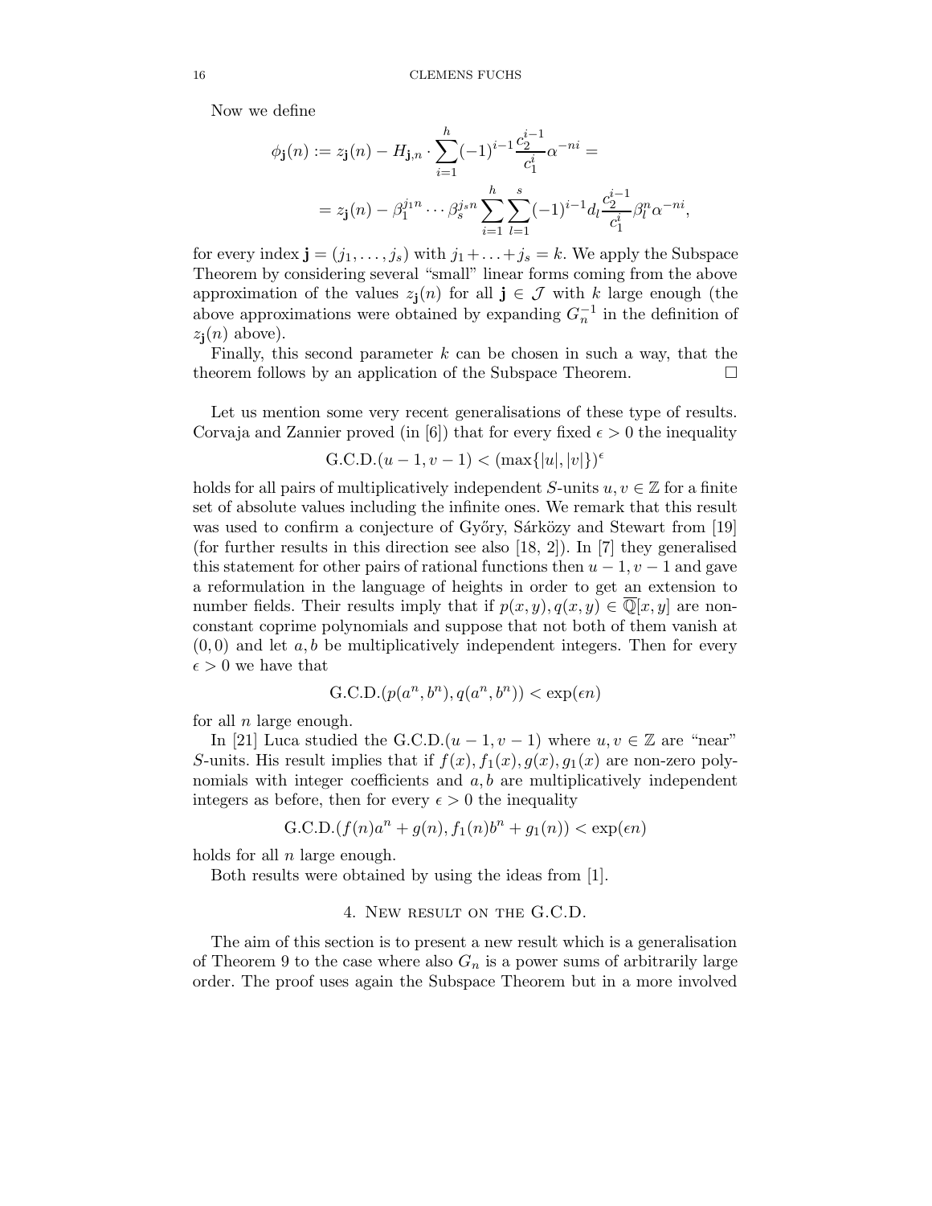Now we define

$$\phi_{\mathbf{j}}(n) := z_{\mathbf{j}}(n) - H_{\mathbf{j},n} \cdot \sum_{i=1}^{h} (-1)^{i-1} \frac{c_2^{i-1}}{c_1^i} \alpha^{-ni} =$$
$$= z_{\mathbf{j}}(n) - \beta_1^{j_1 n} \cdots \beta_s^{j_s n} \sum_{i=1}^{h} \sum_{l=1}^{s} (-1)^{i-1} d_l \frac{c_2^{i-1}}{c_1^i} \beta_l^n \alpha^{-ni},$$

for every index $\mathbf{j} = (j_1, \ldots, j_s)$ with $j_1 + \ldots + j_s = k$. We apply the Subspace Theorem by considering several "small" linear forms coming from the above approximation of the values $z_{\mathbf{j}}(n)$ for all $\mathbf{j} \in \mathcal{J}$ with $k$ large enough (the above approximations were obtained by expanding $G_n^{-1}$ in the definition of $z_{\mathbf{j}}(n)$ above).

Finally, this second parameter $k$ can be chosen in such a way, that the theorem follows by an application of the Subspace Theorem. $\square$

Let us mention some very recent generalisations of these type of results. Corvaja and Zannier proved (in [6]) that for every fixed $\epsilon > 0$ the inequality

$$\text{G.C.D.}(u-1, v-1) < (\max\{|u|, |v|\})^{\epsilon}$$

holds for all pairs of multiplicatively independent $S$-units $u, v \in \mathbb{Z}$ for a finite set of absolute values including the infinite ones. We remark that this result was used to confirm a conjecture of Győry, Sárközy and Stewart from [19] (for further results in this direction see also [18, 2]). In [7] they generalised this statement for other pairs of rational functions then $u-1, v-1$ and gave a reformulation in the language of heights in order to get an extension to number fields. Their results imply that if $p(x,y), q(x,y) \in \overline{\mathbb{Q}}[x,y]$ are non-constant coprime polynomials and suppose that not both of them vanish at $(0,0)$ and let $a, b$ be multiplicatively independent integers. Then for every $\epsilon > 0$ we have that

$$\text{G.C.D.}(p(a^n, b^n), q(a^n, b^n)) < \exp(\epsilon n)$$

for all $n$ large enough.

In [21] Luca studied the G.C.D.$(u-1, v-1)$ where $u, v \in \mathbb{Z}$ are "near" $S$-units. His result implies that if $f(x), f_1(x), g(x), g_1(x)$ are non-zero polynomials with integer coefficients and $a, b$ are multiplicatively independent integers as before, then for every $\epsilon > 0$ the inequality

$$\text{G.C.D.}(f(n)a^n + g(n), f_1(n)b^n + g_1(n)) < \exp(\epsilon n)$$

holds for all $n$ large enough.

Both results were obtained by using the ideas from [1].

## 4. New result on the G.C.D.

The aim of this section is to present a new result which is a generalisation of Theorem 9 to the case where also $G_n$ is a power sums of arbitrarily large order. The proof uses again the Subspace Theorem but in a more involved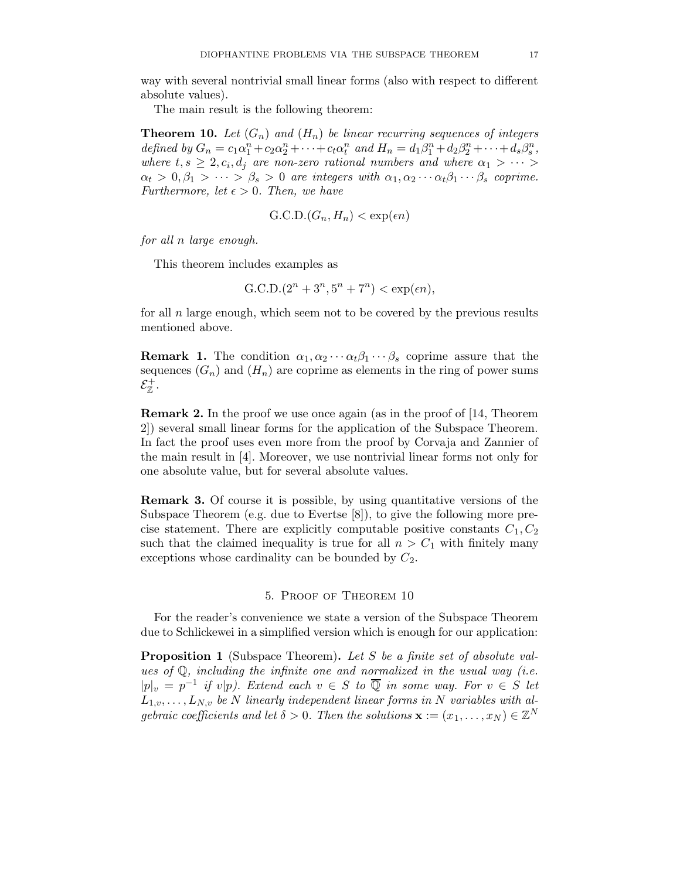way with several nontrivial small linear forms (also with respect to different absolute values).

The main result is the following theorem:

**Theorem 10.** *Let $(G_n)$ and $(H_n)$ be linear recurring sequences of integers defined by $G_n = c_1\alpha_1^n + c_2\alpha_2^n + \cdots + c_t\alpha_t^n$ and $H_n = d_1\beta_1^n + d_2\beta_2^n + \cdots + d_s\beta_s^n$, where $t, s \geq 2, c_i, d_j$ are non-zero rational numbers and where $\alpha_1 > \cdots > \alpha_t > 0, \beta_1 > \cdots > \beta_s > 0$ are integers with $\alpha_1, \alpha_2 \cdots \alpha_t \beta_1 \cdots \beta_s$ coprime. Furthermore, let $\epsilon > 0$. Then, we have*

$$\text{G.C.D.}(G_n, H_n) < \exp(\epsilon n)$$

*for all $n$ large enough.*

This theorem includes examples as

$$\text{G.C.D.}(2^n + 3^n, 5^n + 7^n) < \exp(\epsilon n),$$

for all $n$ large enough, which seem not to be covered by the previous results mentioned above.

**Remark 1.** The condition $\alpha_1, \alpha_2 \cdots \alpha_t \beta_1 \cdots \beta_s$ coprime assure that the sequences $(G_n)$ and $(H_n)$ are coprime as elements in the ring of power sums $\mathcal{E}_{\mathbb{Z}}^+$.

**Remark 2.** In the proof we use once again (as in the proof of [14, Theorem 2]) several small linear forms for the application of the Subspace Theorem. In fact the proof uses even more from the proof by Corvaja and Zannier of the main result in [4]. Moreover, we use nontrivial linear forms not only for one absolute value, but for several absolute values.

**Remark 3.** Of course it is possible, by using quantitative versions of the Subspace Theorem (e.g. due to Evertse [8]), to give the following more precise statement. There are explicitly computable positive constants $C_1, C_2$ such that the claimed inequality is true for all $n > C_1$ with finitely many exceptions whose cardinality can be bounded by $C_2$.

## 5. Proof of Theorem 10

For the reader's convenience we state a version of the Subspace Theorem due to Schlickewei in a simplified version which is enough for our application:

**Proposition 1** (Subspace Theorem)**.** *Let $S$ be a finite set of absolute values of $\mathbb{Q}$, including the infinite one and normalized in the usual way (i.e. $|p|_v = p^{-1}$ if $v|p$). Extend each $v \in S$ to $\overline{\mathbb{Q}}$ in some way. For $v \in S$ let $L_{1,v}, \ldots, L_{N,v}$ be $N$ linearly independent linear forms in $N$ variables with algebraic coefficients and let $\delta > 0$. Then the solutions $\mathbf{x} := (x_1, \ldots, x_N) \in \mathbb{Z}^N$*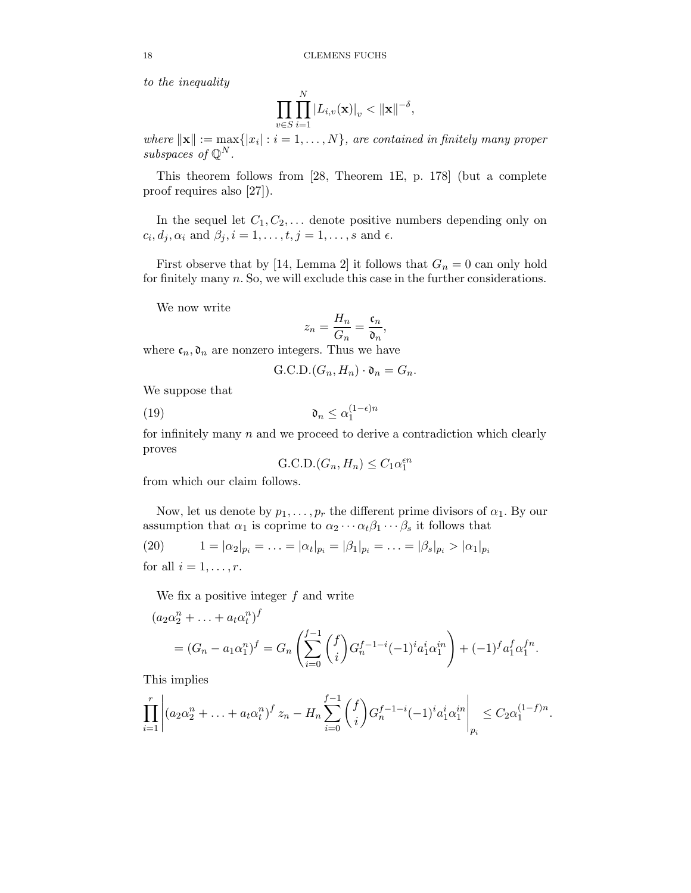*to the inequality*

$$\prod_{v\in S}\prod_{i=1}^{N}|L_{i,v}(\mathbf{x})|_v < \|\mathbf{x}\|^{-\delta},$$

*where* $\|\mathbf{x}\| := \max\{|x_i| : i = 1,\ldots,N\}$*, are contained in finitely many proper subspaces of* $\mathbb{Q}^N$*.*

This theorem follows from [28, Theorem 1E, p. 178] (but a complete proof requires also [27]).

In the sequel let $C_1, C_2, \ldots$ denote positive numbers depending only on $c_i, d_j, \alpha_i$ and $\beta_j, i = 1,\ldots,t, j = 1,\ldots,s$ and $\epsilon$.

First observe that by [14, Lemma 2] it follows that $G_n = 0$ can only hold for finitely many $n$. So, we will exclude this case in the further considerations.

We now write

$$z_n = \frac{H_n}{G_n} = \frac{\mathfrak{c}_n}{\mathfrak{d}_n},$$

where $\mathfrak{c}_n, \mathfrak{d}_n$ are nonzero integers. Thus we have

$$\text{G.C.D.}(G_n, H_n)\cdot \mathfrak{d}_n = G_n.$$

We suppose that

$$\mathfrak{d}_n \le \alpha_1^{(1-\epsilon)n} \tag{19}$$

for infinitely many $n$ and we proceed to derive a contradiction which clearly proves

$$\text{G.C.D.}(G_n, H_n) \le C_1\alpha_1^{\epsilon n}$$

from which our claim follows.

Now, let us denote by $p_1,\ldots,p_r$ the different prime divisors of $\alpha_1$. By our assumption that $\alpha_1$ is coprime to $\alpha_2\cdots\alpha_t\beta_1\cdots\beta_s$ it follows that

$$1 = |\alpha_2|_{p_i} = \ldots = |\alpha_t|_{p_i} = |\beta_1|_{p_i} = \ldots = |\beta_s|_{p_i} > |\alpha_1|_{p_i} \tag{20}$$

for all $i = 1,\ldots,r$.

We fix a positive integer $f$ and write

$$\begin{aligned}(a_2\alpha_2^n + \ldots + a_t\alpha_t^n)^f \\ &= (G_n - a_1\alpha_1^n)^f = G_n\left(\sum_{i=0}^{f-1}\binom{f}{i}G_n^{f-1-i}(-1)^i a_1^i\alpha_1^{in}\right) + (-1)^f a_1^f\alpha_1^{fn}.\end{aligned}$$

This implies

$$\prod_{i=1}^{r}\left|(a_2\alpha_2^n + \ldots + a_t\alpha_t^n)^f z_n - H_n\sum_{i=0}^{f-1}\binom{f}{i}G_n^{f-1-i}(-1)^i a_1^i\alpha_1^{in}\right|_{p_i} \le C_2\alpha_1^{(1-f)n}.$$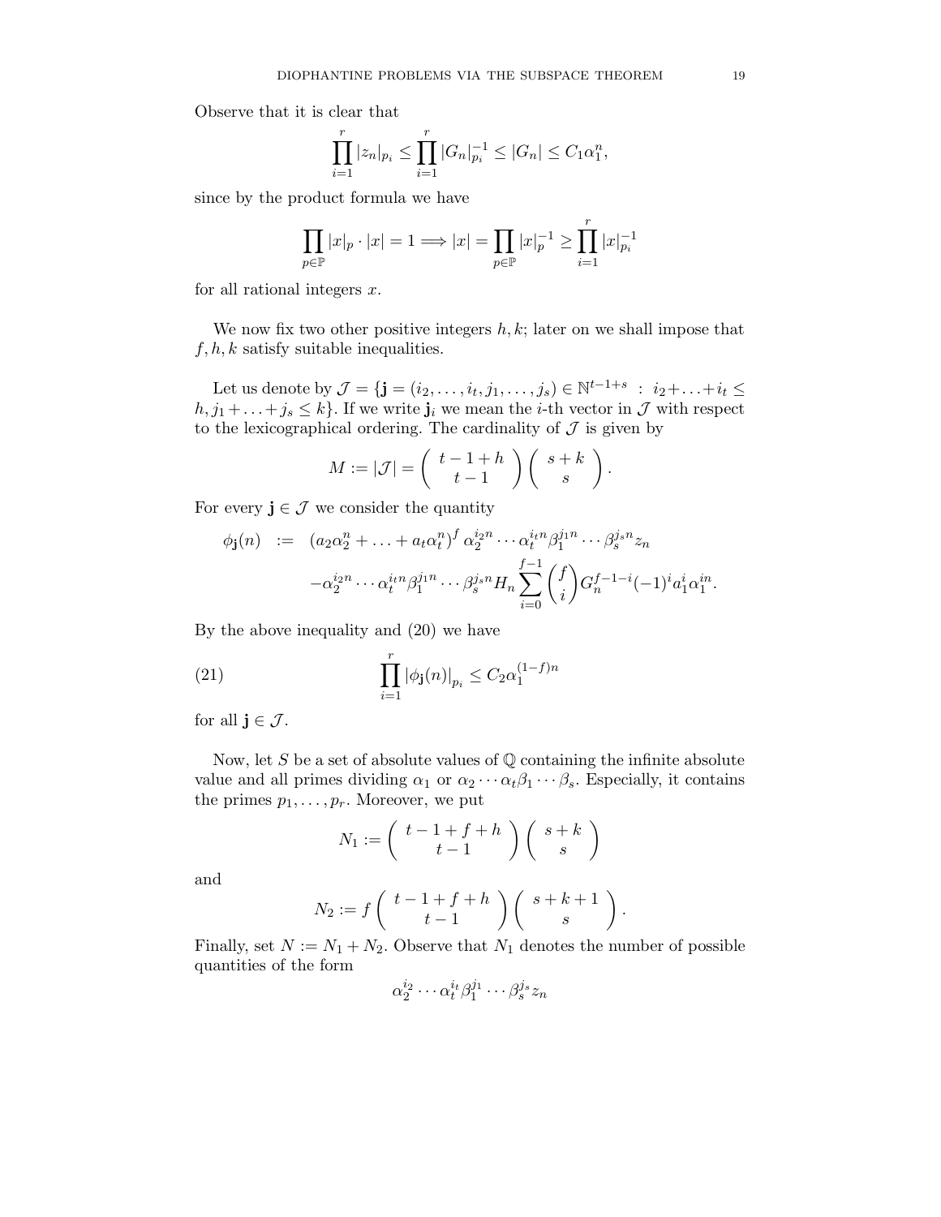Observe that it is clear that

$$\prod_{i=1}^{r} |z_n|_{p_i} \leq \prod_{i=1}^{r} |G_n|_{p_i}^{-1} \leq |G_n| \leq C_1 \alpha_1^n,$$

since by the product formula we have

$$\prod_{p \in \mathbb{P}} |x|_p \cdot |x| = 1 \Longrightarrow |x| = \prod_{p \in \mathbb{P}} |x|_p^{-1} \geq \prod_{i=1}^{r} |x|_{p_i}^{-1}$$

for all rational integers $x$.

We now fix two other positive integers $h, k$; later on we shall impose that $f, h, k$ satisfy suitable inequalities.

Let us denote by $\mathcal{J} = \{\mathbf{j} = (i_2, \ldots, i_t, j_1, \ldots, j_s) \in \mathbb{N}^{t-1+s} \ : \ i_2 + \ldots + i_t \leq h, j_1 + \ldots + j_s \leq k\}$. If we write $\mathbf{j}_i$ we mean the $i$-th vector in $\mathcal{J}$ with respect to the lexicographical ordering. The cardinality of $\mathcal{J}$ is given by

$$M := |\mathcal{J}| = \left( \begin{array}{c} t-1+h \\ t-1 \end{array} \right) \left( \begin{array}{c} s+k \\ s \end{array} \right).$$

For every $\mathbf{j} \in \mathcal{J}$ we consider the quantity

$$\begin{aligned} \phi_{\mathbf{j}}(n) \ &:= \ (a_2\alpha_2^n + \ldots + a_t\alpha_t^n)^f \, \alpha_2^{i_2 n} \cdots \alpha_t^{i_t n} \beta_1^{j_1 n} \cdots \beta_s^{j_s n} z_n \\ &\quad - \alpha_2^{i_2 n} \cdots \alpha_t^{i_t n} \beta_1^{j_1 n} \cdots \beta_s^{j_s n} H_n \sum_{i=0}^{f-1} \binom{f}{i} G_n^{f-1-i} (-1)^i a_1^i \alpha_1^{in}. \end{aligned}$$

By the above inequality and (20) we have

$$\prod_{i=1}^{r} |\phi_{\mathbf{j}}(n)|_{p_i} \leq C_2 \alpha_1^{(1-f)n} \tag{21}$$

for all $\mathbf{j} \in \mathcal{J}$.

Now, let $S$ be a set of absolute values of $\mathbb{Q}$ containing the infinite absolute value and all primes dividing $\alpha_1$ or $\alpha_2 \cdots \alpha_t \beta_1 \cdots \beta_s$. Especially, it contains the primes $p_1, \ldots, p_r$. Moreover, we put

$$N_1 := \left( \begin{array}{c} t-1+f+h \\ t-1 \end{array} \right) \left( \begin{array}{c} s+k \\ s \end{array} \right)$$

and

$$N_2 := f \left( \begin{array}{c} t-1+f+h \\ t-1 \end{array} \right) \left( \begin{array}{c} s+k+1 \\ s \end{array} \right).$$

Finally, set $N := N_1 + N_2$. Observe that $N_1$ denotes the number of possible quantities of the form

$$\alpha_2^{i_2} \cdots \alpha_t^{i_t} \beta_1^{j_1} \cdots \beta_s^{j_s} z_n$$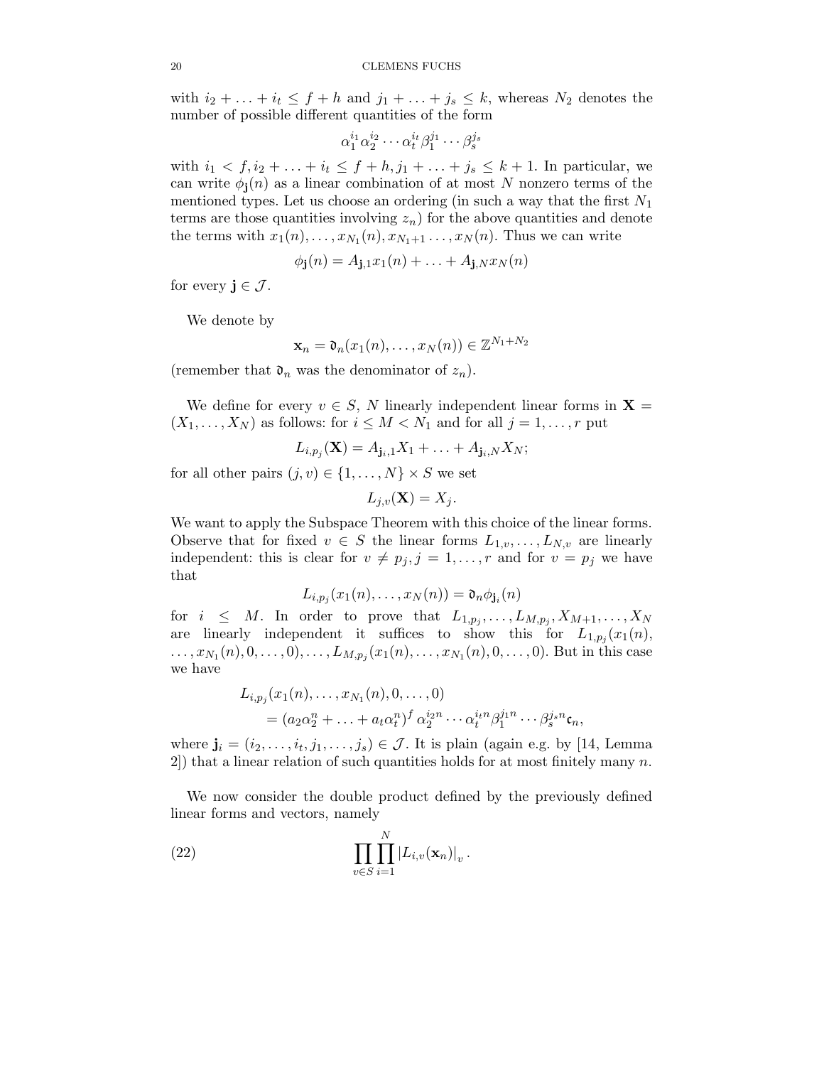with $i_2 + \ldots + i_t \leq f + h$ and $j_1 + \ldots + j_s \leq k$, whereas $N_2$ denotes the number of possible different quantities of the form

$$\alpha_1^{i_1} \alpha_2^{i_2} \cdots \alpha_t^{i_t} \beta_1^{j_1} \cdots \beta_s^{j_s}$$

with $i_1 < f, i_2 + \ldots + i_t \leq f + h, j_1 + \ldots + j_s \leq k + 1$. In particular, we can write $\phi_{\mathbf{j}}(n)$ as a linear combination of at most $N$ nonzero terms of the mentioned types. Let us choose an ordering (in such a way that the first $N_1$ terms are those quantities involving $z_n$) for the above quantities and denote the terms with $x_1(n), \ldots, x_{N_1}(n), x_{N_1+1} \ldots, x_N(n)$. Thus we can write

$$\phi_{\mathbf{j}}(n) = A_{\mathbf{j},1} x_1(n) + \ldots + A_{\mathbf{j},N} x_N(n)$$

for every $\mathbf{j} \in \mathcal{J}$.

We denote by

$$\mathbf{x}_n = \mathfrak{d}_n(x_1(n), \ldots, x_N(n)) \in \mathbb{Z}^{N_1+N_2}$$

(remember that $\mathfrak{d}_n$ was the denominator of $z_n$).

We define for every $v \in S$, $N$ linearly independent linear forms in $\mathbf{X} = (X_1, \ldots, X_N)$ as follows: for $i \leq M < N_1$ and for all $j = 1, \ldots, r$ put

$$L_{i,p_j}(\mathbf{X}) = A_{\mathbf{j}_i,1} X_1 + \ldots + A_{\mathbf{j}_i,N} X_N;$$

for all other pairs $(j, v) \in \{1, \ldots, N\} \times S$ we set

$$L_{j,v}(\mathbf{X}) = X_j.$$

We want to apply the Subspace Theorem with this choice of the linear forms. Observe that for fixed $v \in S$ the linear forms $L_{1,v}, \ldots, L_{N,v}$ are linearly independent: this is clear for $v \neq p_j, j = 1, \ldots, r$ and for $v = p_j$ we have that

$$L_{i,p_j}(x_1(n), \ldots, x_N(n)) = \mathfrak{d}_n \phi_{\mathbf{j}_i}(n)$$

for $i \leq M$. In order to prove that $L_{1,p_j}, \ldots, L_{M,p_j}, X_{M+1}, \ldots, X_N$ are linearly independent it suffices to show this for $L_{1,p_j}(x_1(n), \ldots, x_{N_1}(n), 0, \ldots, 0), \ldots, L_{M,p_j}(x_1(n), \ldots, x_{N_1}(n), 0, \ldots, 0)$. But in this case we have

$$\begin{aligned} &L_{i,p_j}(x_1(n), \ldots, x_{N_1}(n), 0, \ldots, 0) \\ &\quad = (a_2\alpha_2^n + \ldots + a_t\alpha_t^n)^f \, \alpha_2^{i_2 n} \cdots \alpha_t^{i_t n} \beta_1^{j_1 n} \cdots \beta_s^{j_s n} \mathfrak{c}_n, \end{aligned}$$

where $\mathbf{j}_i = (i_2, \ldots, i_t, j_1, \ldots, j_s) \in \mathcal{J}$. It is plain (again e.g. by [14, Lemma 2]) that a linear relation of such quantities holds for at most finitely many $n$.

We now consider the double product defined by the previously defined linear forms and vectors, namely

$$\prod_{v \in S} \prod_{i=1}^{N} |L_{i,v}(\mathbf{x}_n)|_v \,. \tag{22}$$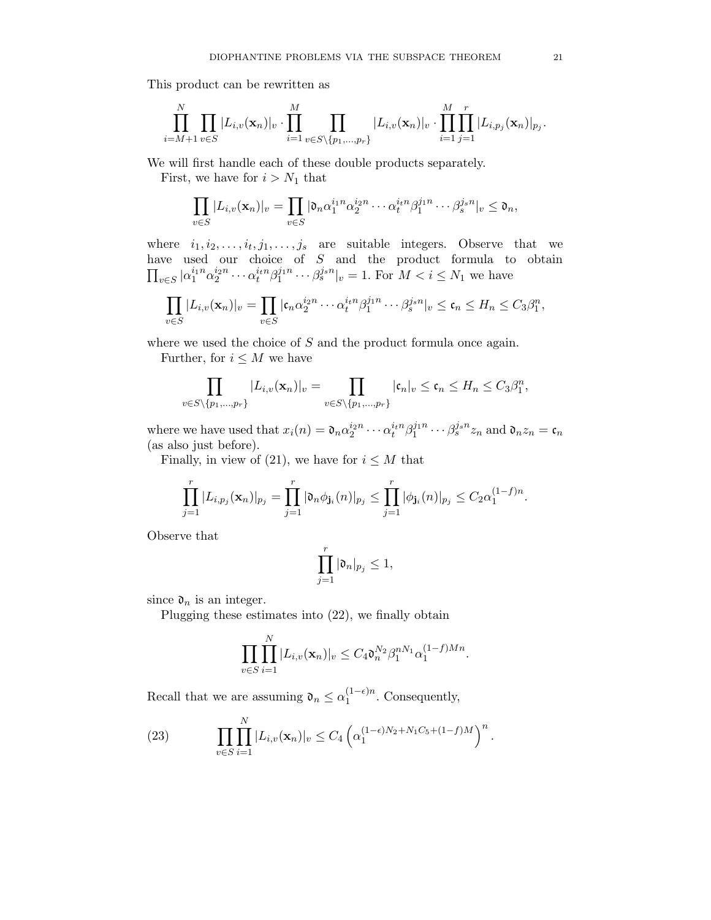This product can be rewritten as

$$\prod_{i=M+1}^{N} \prod_{v \in S} |L_{i,v}(\mathbf{x}_n)|_v \cdot \prod_{i=1}^{M} \prod_{v \in S \setminus \{p_1,\dots,p_r\}} |L_{i,v}(\mathbf{x}_n)|_v \cdot \prod_{i=1}^{M} \prod_{j=1}^{r} |L_{i,p_j}(\mathbf{x}_n)|_{p_j}.$$

We will first handle each of these double products separately.

First, we have for $i > N_1$ that

$$\prod_{v \in S} |L_{i,v}(\mathbf{x}_n)|_v = \prod_{v \in S} |\mathfrak{d}_n \alpha_1^{i_1 n} \alpha_2^{i_2 n} \cdots \alpha_t^{i_t n} \beta_1^{j_1 n} \cdots \beta_s^{j_s n}|_v \le \mathfrak{d}_n,$$

where $i_1, i_2, \dots, i_t, j_1, \dots, j_s$ are suitable integers. Observe that we have used our choice of $S$ and the product formula to obtain $\prod_{v \in S} |\alpha_1^{i_1 n} \alpha_2^{i_2 n} \cdots \alpha_t^{i_t n} \beta_1^{j_1 n} \cdots \beta_s^{j_s n}|_v = 1$. For $M < i \le N_1$ we have

$$\prod_{v \in S} |L_{i,v}(\mathbf{x}_n)|_v = \prod_{v \in S} |\mathfrak{c}_n \alpha_2^{i_2 n} \cdots \alpha_t^{i_t n} \beta_1^{j_1 n} \cdots \beta_s^{j_s n}|_v \le \mathfrak{c}_n \le H_n \le C_3 \beta_1^n,$$

where we used the choice of $S$ and the product formula once again.

Further, for $i \le M$ we have

$$\prod_{v \in S \setminus \{p_1,\dots,p_r\}} |L_{i,v}(\mathbf{x}_n)|_v = \prod_{v \in S \setminus \{p_1,\dots,p_r\}} |\mathfrak{c}_n|_v \le \mathfrak{c}_n \le H_n \le C_3 \beta_1^n,$$

where we have used that $x_i(n) = \mathfrak{d}_n \alpha_2^{i_2 n} \cdots \alpha_t^{i_t n} \beta_1^{j_1 n} \cdots \beta_s^{j_s n} z_n$ and $\mathfrak{d}_n z_n = \mathfrak{c}_n$ (as also just before).

Finally, in view of (21), we have for $i \le M$ that

$$\prod_{j=1}^{r} |L_{i,p_j}(\mathbf{x}_n)|_{p_j} = \prod_{j=1}^{r} |\mathfrak{d}_n \phi_{\mathbf{j}_i}(n)|_{p_j} \le \prod_{j=1}^{r} |\phi_{\mathbf{j}_i}(n)|_{p_j} \le C_2 \alpha_1^{(1-f)n}.$$

Observe that

$$\prod_{j=1}^{r} |\mathfrak{d}_n|_{p_j} \le 1,$$

since $\mathfrak{d}_n$ is an integer.

Plugging these estimates into (22), we finally obtain

$$\prod_{v \in S} \prod_{i=1}^{N} |L_{i,v}(\mathbf{x}_n)|_v \le C_4 \mathfrak{d}_n^{N_2} \beta_1^{nN_1} \alpha_1^{(1-f)Mn}.$$

Recall that we are assuming $\mathfrak{d}_n \le \alpha_1^{(1-\epsilon)n}$. Consequently,

$$\prod_{v \in S} \prod_{i=1}^{N} |L_{i,v}(\mathbf{x}_n)|_v \le C_4 \left( \alpha_1^{(1-\epsilon)N_2 + N_1 C_5 + (1-f)M} \right)^n. \tag{23}$$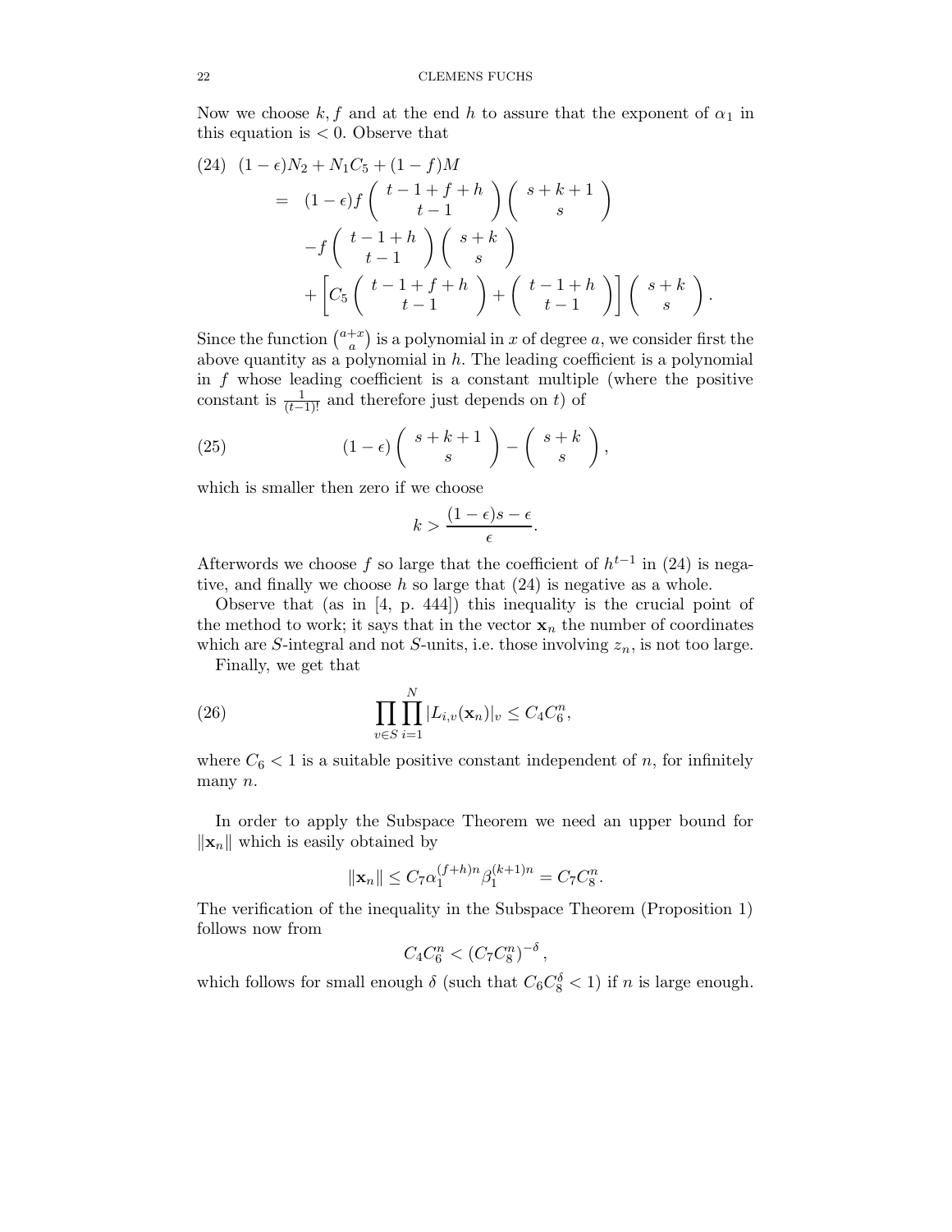Now we choose $k, f$ and at the end $h$ to assure that the exponent of $\alpha_1$ in this equation is $< 0$. Observe that

$$
\begin{aligned}
(24)\quad (1-\epsilon)N_2 + N_1 C_5 + (1-f)M & \\
= \ & (1-\epsilon) f \binom{t-1+f+h}{t-1} \binom{s+k+1}{s} \\
& - f \binom{t-1+h}{t-1} \binom{s+k}{s} \\
& + \left[ C_5 \binom{t-1+f+h}{t-1} + \binom{t-1+h}{t-1} \right] \binom{s+k}{s}.
\end{aligned}
$$

Since the function $\binom{a+x}{a}$ is a polynomial in $x$ of degree $a$, we consider first the above quantity as a polynomial in $h$. The leading coefficient is a polynomial in $f$ whose leading coefficient is a constant multiple (where the positive constant is $\frac{1}{(t-1)!}$ and therefore just depends on $t$) of

$$
(1-\epsilon) \binom{s+k+1}{s} - \binom{s+k}{s}, \tag{25}
$$

which is smaller then zero if we choose

$$
k > \frac{(1-\epsilon)s - \epsilon}{\epsilon}.
$$

Afterwords we choose $f$ so large that the coefficient of $h^{t-1}$ in (24) is negative, and finally we choose $h$ so large that (24) is negative as a whole.

Observe that (as in [4, p. 444]) this inequality is the crucial point of the method to work; it says that in the vector $\mathbf{x}_n$ the number of coordinates which are $S$-integral and not $S$-units, i.e. those involving $z_n$, is not too large.

Finally, we get that

$$
\prod_{v \in S} \prod_{i=1}^{N} |L_{i,v}(\mathbf{x}_n)|_v \leq C_4 C_6^n, \tag{26}
$$

where $C_6 < 1$ is a suitable positive constant independent of $n$, for infinitely many $n$.

In order to apply the Subspace Theorem we need an upper bound for $\|\mathbf{x}_n\|$ which is easily obtained by

$$
\|\mathbf{x}_n\| \leq C_7 \alpha_1^{(f+h)n} \beta_1^{(k+1)n} = C_7 C_8^n.
$$

The verification of the inequality in the Subspace Theorem (Proposition 1) follows now from

$$
C_4 C_6^n < (C_7 C_8^n)^{-\delta},
$$

which follows for small enough $\delta$ (such that $C_6 C_8^{\delta} < 1$) if $n$ is large enough.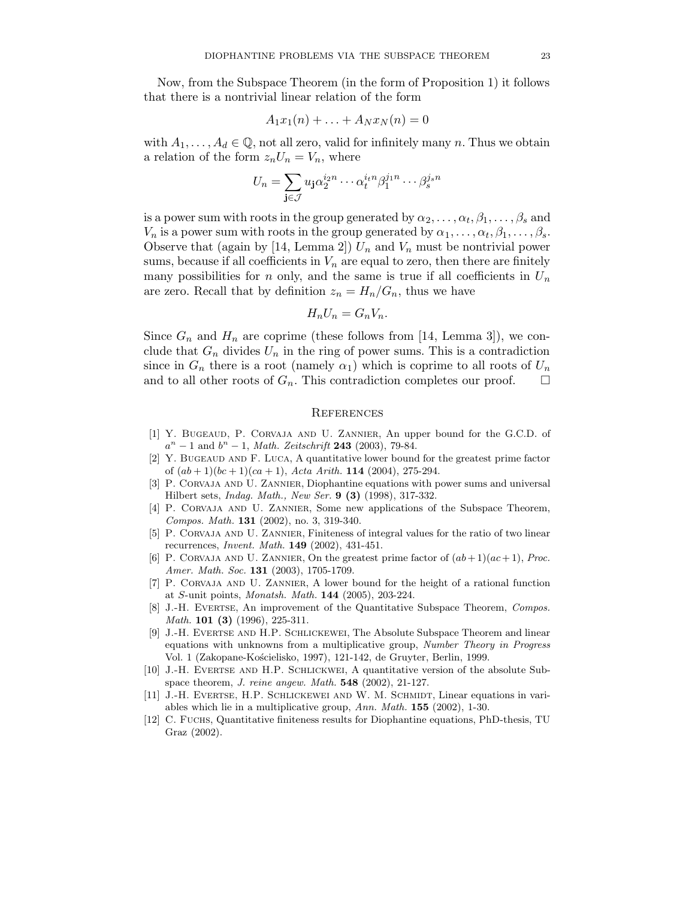Now, from the Subspace Theorem (in the form of Proposition 1) it follows that there is a nontrivial linear relation of the form

$$A_1 x_1(n) + \ldots + A_N x_N(n) = 0$$

with $A_1, \ldots, A_d \in \mathbb{Q}$, not all zero, valid for infinitely many $n$. Thus we obtain a relation of the form $z_n U_n = V_n$, where

$$U_n = \sum_{\mathbf{j} \in \mathcal{J}} u_{\mathbf{j}} \alpha_2^{i_2 n} \cdots \alpha_t^{i_t n} \beta_1^{j_1 n} \cdots \beta_s^{j_s n}$$

is a power sum with roots in the group generated by $\alpha_2, \ldots, \alpha_t, \beta_1, \ldots, \beta_s$ and $V_n$ is a power sum with roots in the group generated by $\alpha_1, \ldots, \alpha_t, \beta_1, \ldots, \beta_s$. Observe that (again by [14, Lemma 2]) $U_n$ and $V_n$ must be nontrivial power sums, because if all coefficients in $V_n$ are equal to zero, then there are finitely many possibilities for $n$ only, and the same is true if all coefficients in $U_n$ are zero. Recall that by definition $z_n = H_n / G_n$, thus we have

$$H_n U_n = G_n V_n.$$

Since $G_n$ and $H_n$ are coprime (these follows from [14, Lemma 3]), we conclude that $G_n$ divides $U_n$ in the ring of power sums. This is a contradiction since in $G_n$ there is a root (namely $\alpha_1$) which is coprime to all roots of $U_n$ and to all other roots of $G_n$. This contradiction completes our proof. $\square$

## References

[1] Y. Bugeaud, P. Corvaja and U. Zannier, An upper bound for the G.C.D. of $a^n - 1$ and $b^n - 1$, *Math. Zeitschrift* **243** (2003), 79-84.

[2] Y. Bugeaud and F. Luca, A quantitative lower bound for the greatest prime factor of $(ab+1)(bc+1)(ca+1)$, *Acta Arith.* **114** (2004), 275-294.

[3] P. Corvaja and U. Zannier, Diophantine equations with power sums and universal Hilbert sets, *Indag. Math., New Ser.* **9 (3)** (1998), 317-332.

[4] P. Corvaja and U. Zannier, Some new applications of the Subspace Theorem, *Compos. Math.* **131** (2002), no. 3, 319-340.

[5] P. Corvaja and U. Zannier, Finiteness of integral values for the ratio of two linear recurrences, *Invent. Math.* **149** (2002), 431-451.

[6] P. Corvaja and U. Zannier, On the greatest prime factor of $(ab+1)(ac+1)$, *Proc. Amer. Math. Soc.* **131** (2003), 1705-1709.

[7] P. Corvaja and U. Zannier, A lower bound for the height of a rational function at $S$-unit points, *Monatsh. Math.* **144** (2005), 203-224.

[8] J.-H. Evertse, An improvement of the Quantitative Subspace Theorem, *Compos. Math.* **101 (3)** (1996), 225-311.

[9] J.-H. Evertse and H.P. Schlickewei, The Absolute Subspace Theorem and linear equations with unknowns from a multiplicative group, *Number Theory in Progress* Vol. 1 (Zakopane-Kościelisko, 1997), 121-142, de Gruyter, Berlin, 1999.

[10] J.-H. Evertse and H.P. Schlickwei, A quantitative version of the absolute Subspace theorem, *J. reine angew. Math.* **548** (2002), 21-127.

[11] J.-H. Evertse, H.P. Schlickewei and W. M. Schmidt, Linear equations in variables which lie in a multiplicative group, *Ann. Math.* **155** (2002), 1-30.

[12] C. Fuchs, Quantitative finiteness results for Diophantine equations, PhD-thesis, TU Graz (2002).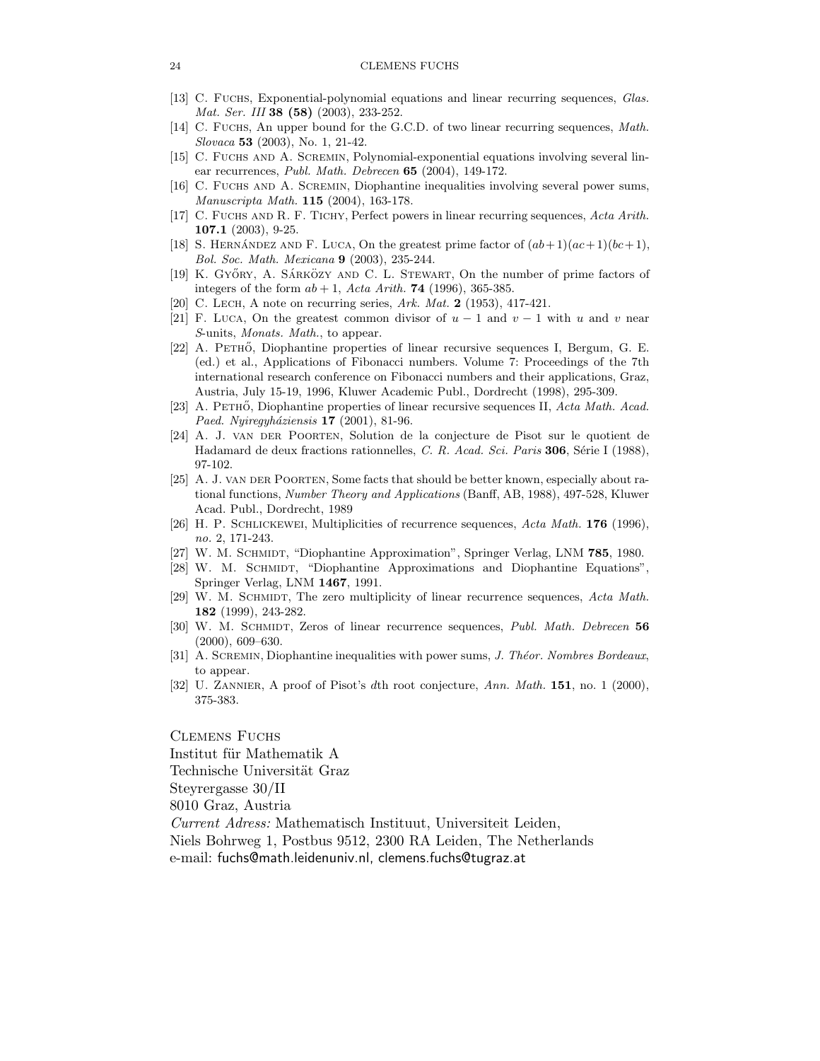[13] C. Fuchs, Exponential-polynomial equations and linear recurring sequences, *Glas. Mat. Ser. III* **38 (58)** (2003), 233-252.

[14] C. Fuchs, An upper bound for the G.C.D. of two linear recurring sequences, *Math. Slovaca* **53** (2003), No. 1, 21-42.

[15] C. Fuchs and A. Scremin, Polynomial-exponential equations involving several linear recurrences, *Publ. Math. Debrecen* **65** (2004), 149-172.

[16] C. Fuchs and A. Scremin, Diophantine inequalities involving several power sums, *Manuscripta Math.* **115** (2004), 163-178.

[17] C. Fuchs and R. F. Tichy, Perfect powers in linear recurring sequences, *Acta Arith.* **107.1** (2003), 9-25.

[18] S. Hernández and F. Luca, On the greatest prime factor of $(ab+1)(ac+1)(bc+1)$, *Bol. Soc. Math. Mexicana* **9** (2003), 235-244.

[19] K. Győry, A. Sárközy and C. L. Stewart, On the number of prime factors of integers of the form $ab+1$, *Acta Arith.* **74** (1996), 365-385.

[20] C. Lech, A note on recurring series, *Ark. Mat.* **2** (1953), 417-421.

[21] F. Luca, On the greatest common divisor of $u-1$ and $v-1$ with $u$ and $v$ near $S$-units, *Monats. Math.*, to appear.

[22] A. Pethő, Diophantine properties of linear recursive sequences I, Bergum, G. E. (ed.) et al., Applications of Fibonacci numbers. Volume 7: Proceedings of the 7th international research conference on Fibonacci numbers and their applications, Graz, Austria, July 15-19, 1996, Kluwer Academic Publ., Dordrecht (1998), 295-309.

[23] A. Pethő, Diophantine properties of linear recursive sequences II, *Acta Math. Acad. Paed. Nyiregyháziensis* **17** (2001), 81-96.

[24] A. J. van der Poorten, Solution de la conjecture de Pisot sur le quotient de Hadamard de deux fractions rationnelles, *C. R. Acad. Sci. Paris* **306**, Série I (1988), 97-102.

[25] A. J. van der Poorten, Some facts that should be better known, especially about rational functions, *Number Theory and Applications* (Banff, AB, 1988), 497-528, Kluwer Acad. Publ., Dordrecht, 1989

[26] H. P. Schlickewei, Multiplicities of recurrence sequences, *Acta Math.* **176** (1996), *no.* 2, 171-243.

[27] W. M. Schmidt, "Diophantine Approximation", Springer Verlag, LNM **785**, 1980.

[28] W. M. Schmidt, "Diophantine Approximations and Diophantine Equations", Springer Verlag, LNM **1467**, 1991.

[29] W. M. Schmidt, The zero multiplicity of linear recurrence sequences, *Acta Math.* **182** (1999), 243-282.

[30] W. M. Schmidt, Zeros of linear recurrence sequences, *Publ. Math. Debrecen* **56** (2000), 609–630.

[31] A. Scremin, Diophantine inequalities with power sums, *J. Théor. Nombres Bordeaux*, to appear.

[32] U. Zannier, A proof of Pisot's $d$th root conjecture, *Ann. Math.* **151**, no. 1 (2000), 375-383.

Clemens Fuchs
Institut für Mathematik A
Technische Universität Graz
Steyrergasse 30/II
8010 Graz, Austria
*Current Adress:* Mathematisch Instituut, Universiteit Leiden,
Niels Bohrweg 1, Postbus 9512, 2300 RA Leiden, The Netherlands
e-mail: fuchs@math.leidenuniv.nl, clemens.fuchs@tugraz.at